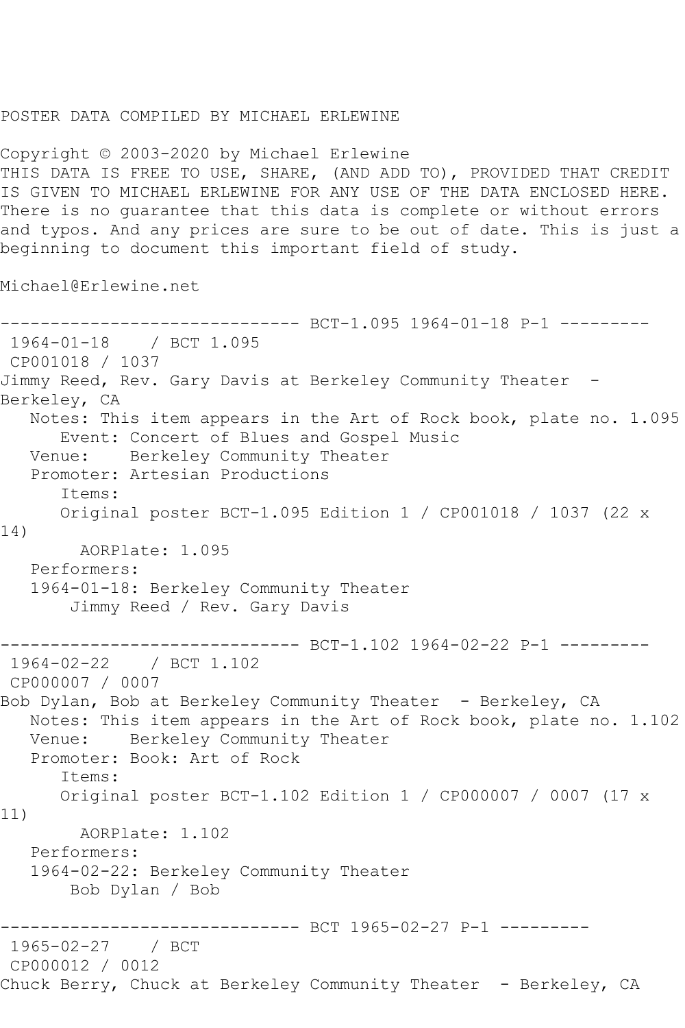POSTER DATA COMPILED BY MICHAEL ERLEWINE

Copyright © 2003-2020 by Michael Erlewine
THIS DATA IS FREE TO USE, SHARE, (AND ADD TO), PROVIDED THAT CREDIT IS GIVEN TO MICHAEL ERLEWINE FOR ANY USE OF THE DATA ENCLOSED HERE. There is no guarantee that this data is complete or without errors and typos. And any prices are sure to be out of date. This is just a beginning to document this important field of study.

Michael@Erlewine.net

------------------------------ BCT-1.095 1964-01-18 P-1 ---------

1964-01-18 / BCT 1.095
CP001018 / 1037
Jimmy Reed, Rev. Gary Davis at Berkeley Community Theater - Berkeley, CA
Notes: This item appears in the Art of Rock book, plate no. 1.095
Event: Concert of Blues and Gospel Music
Venue: Berkeley Community Theater
Promoter: Artesian Productions
Items:
Original poster BCT-1.095 Edition 1 / CP001018 / 1037 (22 x 14)
AORPlate: 1.095
Performers:
1964-01-18: Berkeley Community Theater
Jimmy Reed / Rev. Gary Davis

------------------------------ BCT-1.102 1964-02-22 P-1 ---------

1964-02-22 / BCT 1.102
CP000007 / 0007
Bob Dylan, Bob at Berkeley Community Theater - Berkeley, CA
Notes: This item appears in the Art of Rock book, plate no. 1.102
Venue: Berkeley Community Theater
Promoter: Book: Art of Rock
Items:
Original poster BCT-1.102 Edition 1 / CP000007 / 0007 (17 x 11)
AORPlate: 1.102
Performers:
1964-02-22: Berkeley Community Theater
Bob Dylan / Bob

------------------------------ BCT 1965-02-27 P-1 ---------

1965-02-27 / BCT
CP000012 / 0012
Chuck Berry, Chuck at Berkeley Community Theater - Berkeley, CA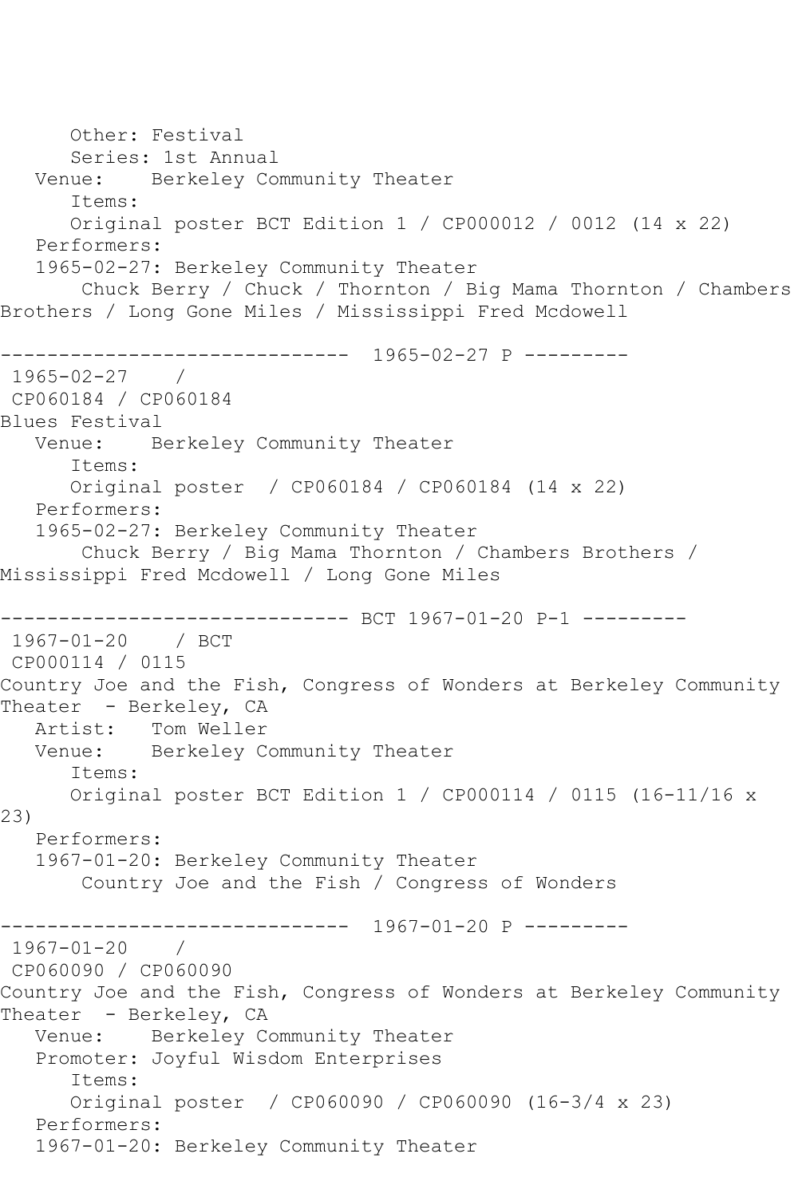Other: Festival
Series: 1st Annual
Venue: Berkeley Community Theater
Items:
Original poster BCT Edition 1 / CP000012 / 0012 (14 x 22)
Performers:
1965-02-27: Berkeley Community Theater
Chuck Berry / Chuck / Thornton / Big Mama Thornton / Chambers Brothers / Long Gone Miles / Mississippi Fred Mcdowell

------------------------------ 1965-02-27 P ---------

1965-02-27 /
CP060184 / CP060184
Blues Festival
Venue: Berkeley Community Theater
Items:
Original poster / CP060184 / CP060184 (14 x 22)
Performers:
1965-02-27: Berkeley Community Theater
Chuck Berry / Big Mama Thornton / Chambers Brothers / Mississippi Fred Mcdowell / Long Gone Miles

------------------------------ BCT 1967-01-20 P-1 ---------

1967-01-20 / BCT
CP000114 / 0115
Country Joe and the Fish, Congress of Wonders at Berkeley Community Theater - Berkeley, CA
Artist: Tom Weller
Venue: Berkeley Community Theater
Items:
Original poster BCT Edition 1 / CP000114 / 0115 (16-11/16 x 23)
Performers:
1967-01-20: Berkeley Community Theater
Country Joe and the Fish / Congress of Wonders

------------------------------ 1967-01-20 P ---------

1967-01-20 /
CP060090 / CP060090
Country Joe and the Fish, Congress of Wonders at Berkeley Community Theater - Berkeley, CA
Venue: Berkeley Community Theater
Promoter: Joyful Wisdom Enterprises
Items:
Original poster / CP060090 / CP060090 (16-3/4 x 23)
Performers:
1967-01-20: Berkeley Community Theater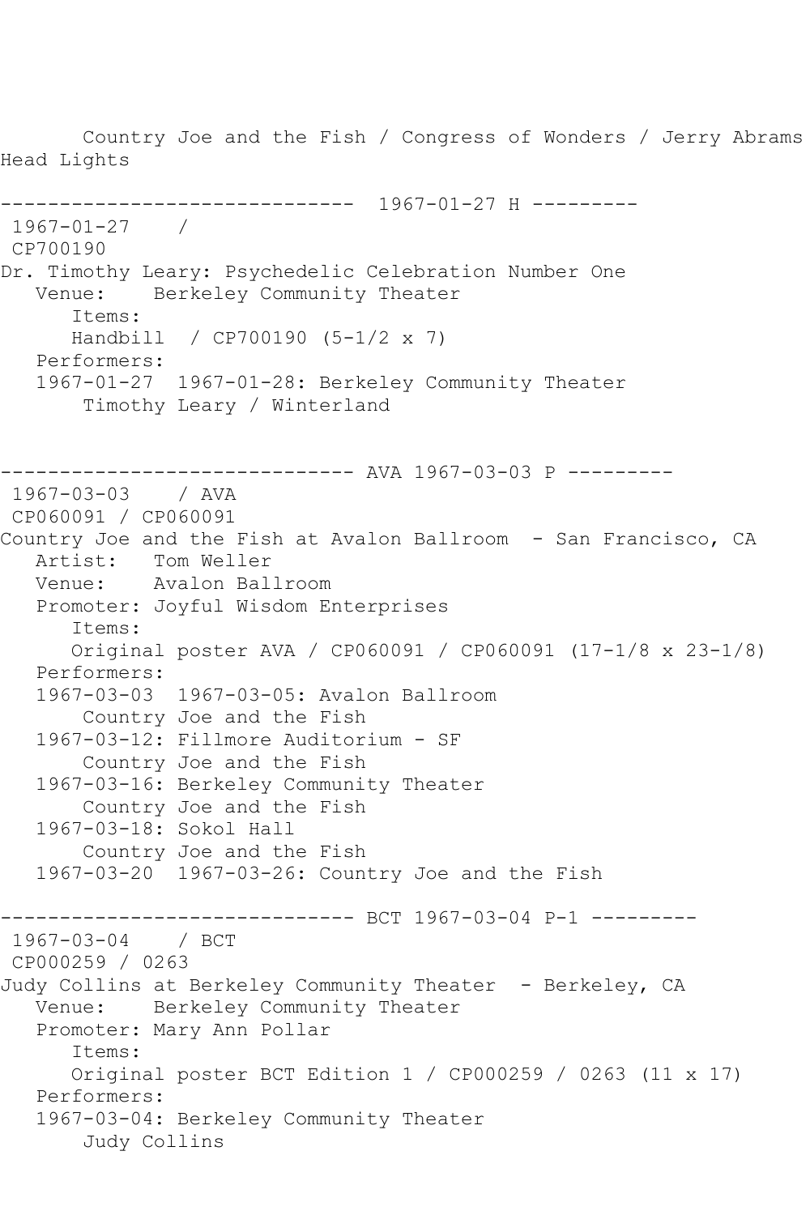```
       Country Joe and the Fish / Congress of Wonders / Jerry Abrams
Head Lights

------------------------------  1967-01-27 H ---------
 1967-01-27    /
 CP700190
Dr. Timothy Leary: Psychedelic Celebration Number One
   Venue:    Berkeley Community Theater
      Items:
      Handbill  / CP700190 (5-1/2 x 7)
   Performers:
   1967-01-27  1967-01-28: Berkeley Community Theater
       Timothy Leary / Winterland


------------------------------ AVA 1967-03-03 P ---------
 1967-03-03    / AVA
 CP060091 / CP060091
Country Joe and the Fish at Avalon Ballroom  - San Francisco, CA
   Artist:   Tom Weller
   Venue:    Avalon Ballroom
   Promoter: Joyful Wisdom Enterprises
      Items:
      Original poster AVA / CP060091 / CP060091 (17-1/8 x 23-1/8)
   Performers:
   1967-03-03  1967-03-05: Avalon Ballroom
       Country Joe and the Fish
   1967-03-12: Fillmore Auditorium - SF
       Country Joe and the Fish
   1967-03-16: Berkeley Community Theater
       Country Joe and the Fish
   1967-03-18: Sokol Hall
       Country Joe and the Fish
   1967-03-20  1967-03-26: Country Joe and the Fish

------------------------------ BCT 1967-03-04 P-1 ---------
 1967-03-04    / BCT
 CP000259 / 0263
Judy Collins at Berkeley Community Theater  - Berkeley, CA
   Venue:    Berkeley Community Theater
   Promoter: Mary Ann Pollar
      Items:
      Original poster BCT Edition 1 / CP000259 / 0263 (11 x 17)
   Performers:
   1967-03-04: Berkeley Community Theater
       Judy Collins
```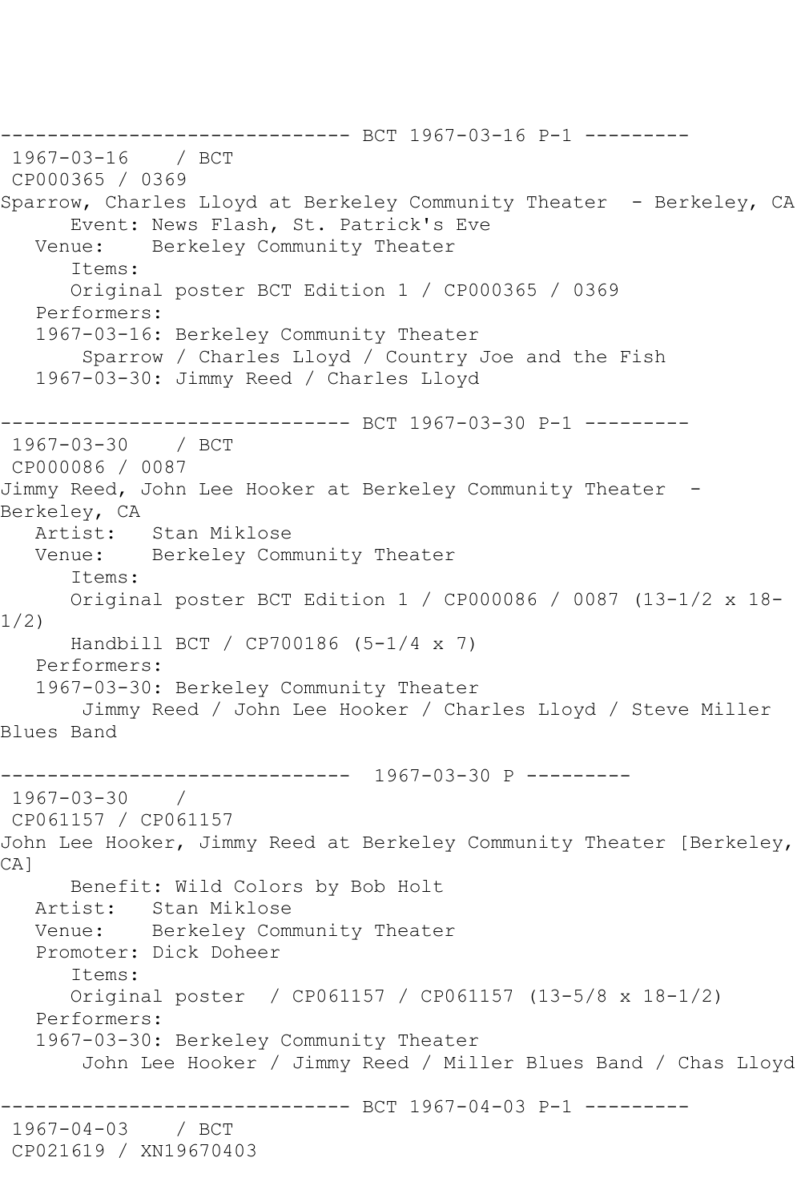------------------------------ BCT 1967-03-16 P-1 ---------

1967-03-16 / BCT
CP000365 / 0369
Sparrow, Charles Lloyd at Berkeley Community Theater - Berkeley, CA
Event: News Flash, St. Patrick's Eve
Venue: Berkeley Community Theater
Items:
Original poster BCT Edition 1 / CP000365 / 0369
Performers:
1967-03-16: Berkeley Community Theater
Sparrow / Charles Lloyd / Country Joe and the Fish
1967-03-30: Jimmy Reed / Charles Lloyd

------------------------------ BCT 1967-03-30 P-1 ---------

1967-03-30 / BCT
CP000086 / 0087
Jimmy Reed, John Lee Hooker at Berkeley Community Theater - Berkeley, CA
Artist: Stan Miklose
Venue: Berkeley Community Theater
Items:
Original poster BCT Edition 1 / CP000086 / 0087 (13-1/2 x 18-1/2)
Handbill BCT / CP700186 (5-1/4 x 7)
Performers:
1967-03-30: Berkeley Community Theater
Jimmy Reed / John Lee Hooker / Charles Lloyd / Steve Miller Blues Band

------------------------------ 1967-03-30 P ---------

1967-03-30 /
CP061157 / CP061157
John Lee Hooker, Jimmy Reed at Berkeley Community Theater [Berkeley, CA]
Benefit: Wild Colors by Bob Holt
Artist: Stan Miklose
Venue: Berkeley Community Theater
Promoter: Dick Doheer
Items:
Original poster / CP061157 / CP061157 (13-5/8 x 18-1/2)
Performers:
1967-03-30: Berkeley Community Theater
John Lee Hooker / Jimmy Reed / Miller Blues Band / Chas Lloyd

------------------------------ BCT 1967-04-03 P-1 ---------

1967-04-03 / BCT
CP021619 / XN19670403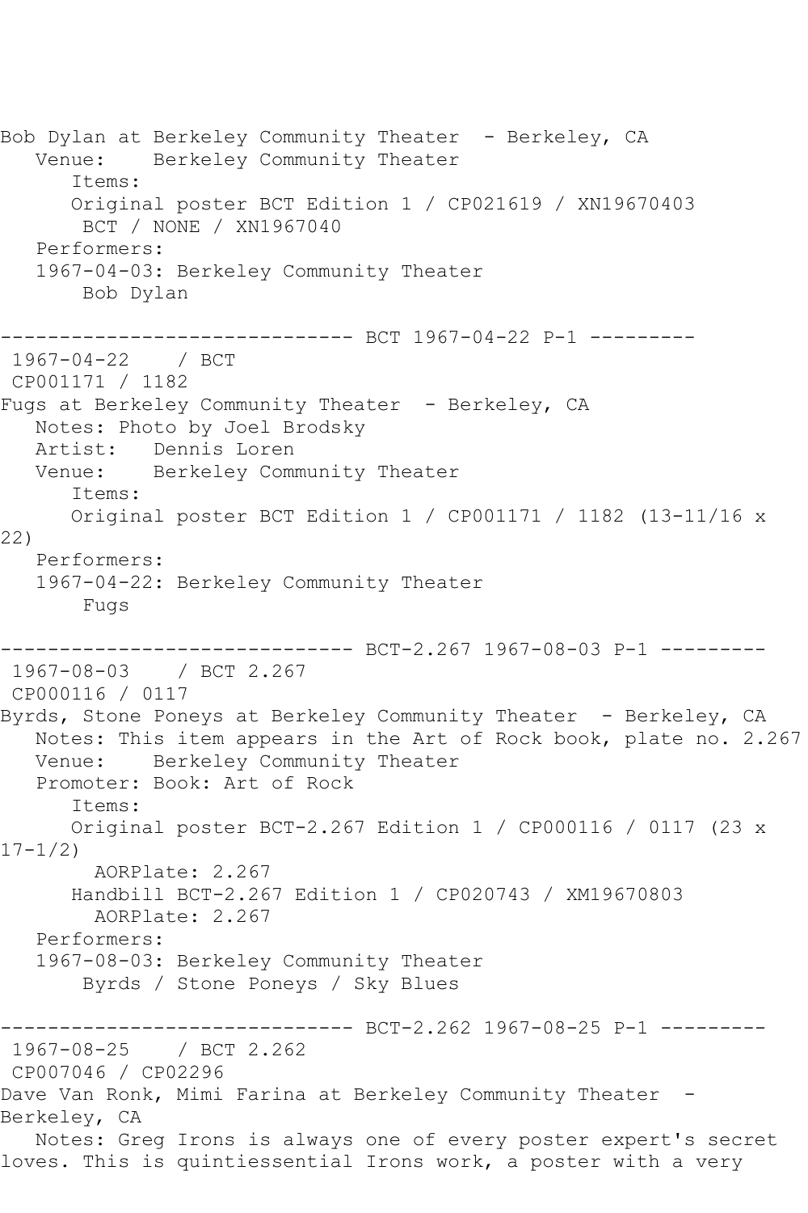Bob Dylan at Berkeley Community Theater - Berkeley, CA
   Venue:    Berkeley Community Theater
      Items:
      Original poster BCT Edition 1 / CP021619 / XN19670403
       BCT / NONE / XN1967040
   Performers:
   1967-04-03: Berkeley Community Theater
       Bob Dylan

------------------------------ BCT 1967-04-22 P-1 ---------
 1967-04-22    / BCT
 CP001171 / 1182
Fugs at Berkeley Community Theater - Berkeley, CA
   Notes: Photo by Joel Brodsky
   Artist:   Dennis Loren
   Venue:    Berkeley Community Theater
      Items:
      Original poster BCT Edition 1 / CP001171 / 1182 (13-11/16 x 22)
   Performers:
   1967-04-22: Berkeley Community Theater
       Fugs

------------------------------ BCT-2.267 1967-08-03 P-1 ---------
 1967-08-03    / BCT 2.267
 CP000116 / 0117
Byrds, Stone Poneys at Berkeley Community Theater - Berkeley, CA
   Notes: This item appears in the Art of Rock book, plate no. 2.267
   Venue:    Berkeley Community Theater
   Promoter: Book: Art of Rock
      Items:
      Original poster BCT-2.267 Edition 1 / CP000116 / 0117 (23 x 17-1/2)
        AORPlate: 2.267
      Handbill BCT-2.267 Edition 1 / CP020743 / XM19670803
        AORPlate: 2.267
   Performers:
   1967-08-03: Berkeley Community Theater
       Byrds / Stone Poneys / Sky Blues

------------------------------ BCT-2.262 1967-08-25 P-1 ---------
 1967-08-25    / BCT 2.262
 CP007046 / CP02296
Dave Van Ronk, Mimi Farina at Berkeley Community Theater - Berkeley, CA
   Notes: Greg Irons is always one of every poster expert's secret loves. This is quintiessential Irons work, a poster with a very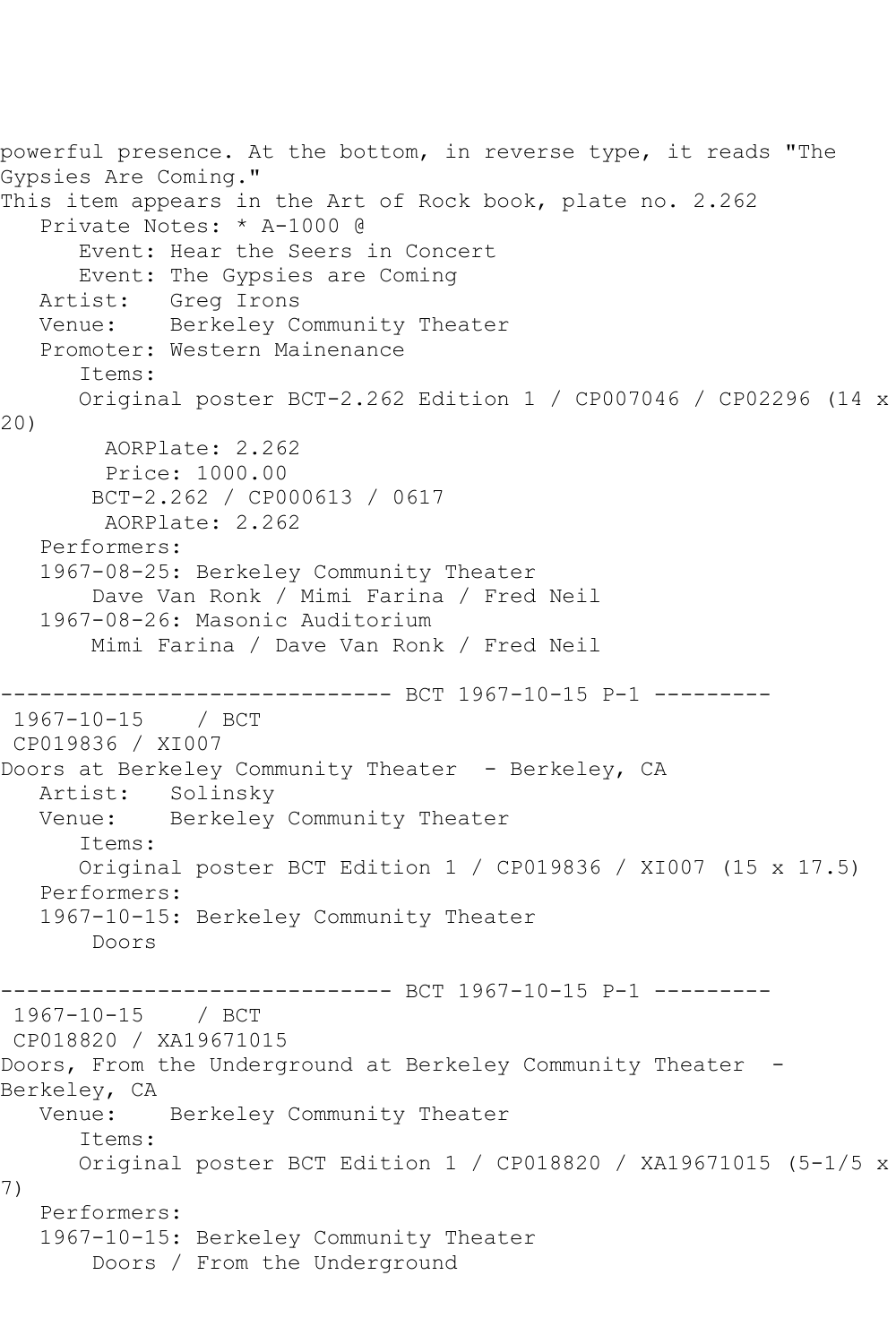powerful presence. At the bottom, in reverse type, it reads "The Gypsies Are Coming."
This item appears in the Art of Rock book, plate no. 2.262

```
   Private Notes: * A-1000 @
      Event: Hear the Seers in Concert
      Event: The Gypsies are Coming
   Artist:   Greg Irons
   Venue:    Berkeley Community Theater
   Promoter: Western Mainenance
      Items:
      Original poster BCT-2.262 Edition 1 / CP007046 / CP02296 (14 x 20)
        AORPlate: 2.262
        Price: 1000.00
       BCT-2.262 / CP000613 / 0617
        AORPlate: 2.262
   Performers:
   1967-08-25: Berkeley Community Theater
       Dave Van Ronk / Mimi Farina / Fred Neil
   1967-08-26: Masonic Auditorium
       Mimi Farina / Dave Van Ronk / Fred Neil
```

------------------------------ BCT 1967-10-15 P-1 ---------

```
 1967-10-15    / BCT
 CP019836 / XI007
Doors at Berkeley Community Theater  - Berkeley, CA
   Artist:   Solinsky
   Venue:    Berkeley Community Theater
      Items:
      Original poster BCT Edition 1 / CP019836 / XI007 (15 x 17.5)
   Performers:
   1967-10-15: Berkeley Community Theater
       Doors
```

------------------------------ BCT 1967-10-15 P-1 ---------

```
 1967-10-15    / BCT
 CP018820 / XA19671015
Doors, From the Underground at Berkeley Community Theater  - Berkeley, CA
   Venue:    Berkeley Community Theater
      Items:
      Original poster BCT Edition 1 / CP018820 / XA19671015 (5-1/5 x 7)
   Performers:
   1967-10-15: Berkeley Community Theater
       Doors / From the Underground
```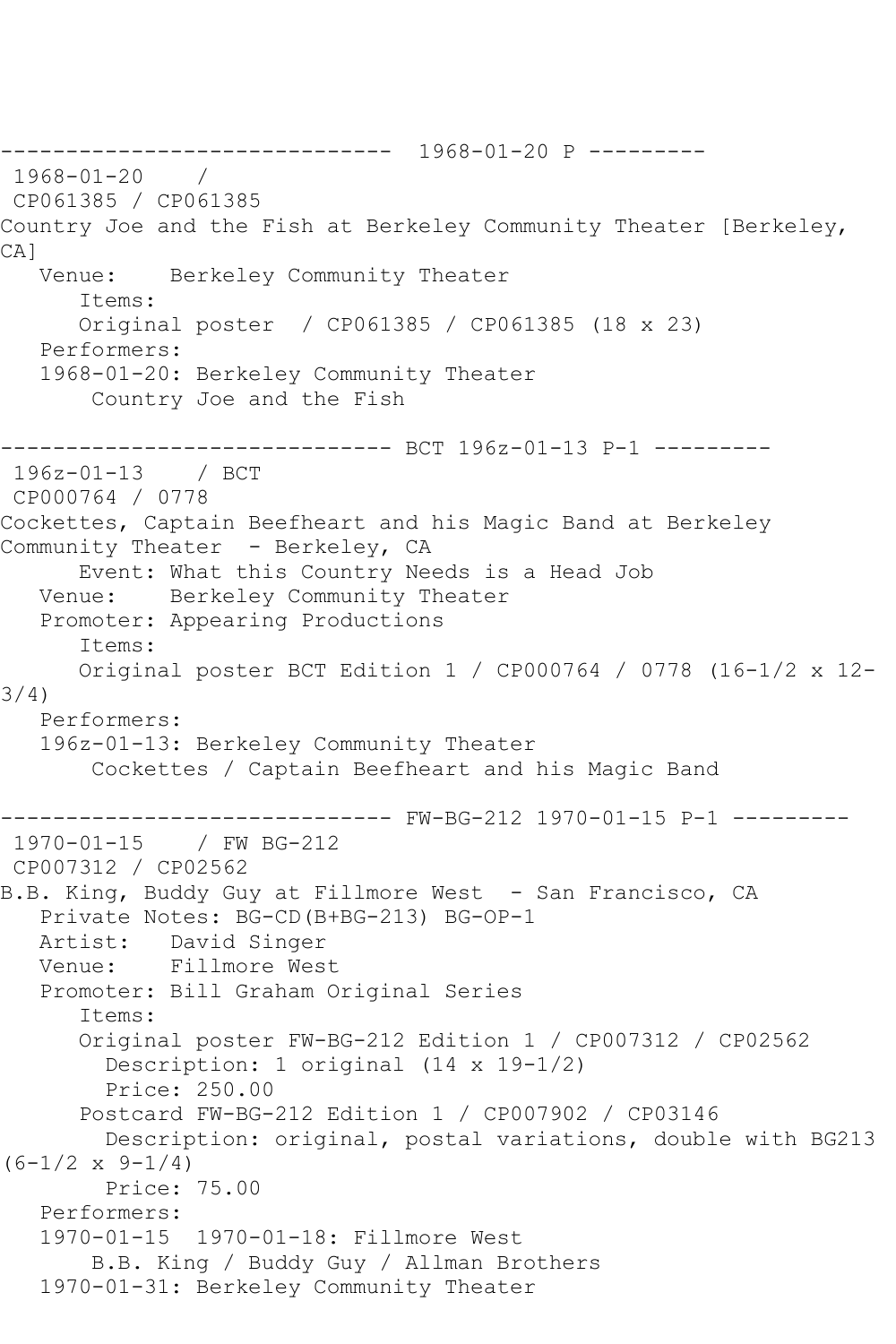------------------------------ 1968-01-20 P ---------

1968-01-20 /
CP061385 / CP061385
Country Joe and the Fish at Berkeley Community Theater [Berkeley, CA]

Venue: Berkeley Community Theater

Items:

Original poster / CP061385 / CP061385 (18 x 23)

Performers:

1968-01-20: Berkeley Community Theater

Country Joe and the Fish

------------------------------ BCT 196z-01-13 P-1 ---------

196z-01-13 / BCT
CP000764 / 0778
Cockettes, Captain Beefheart and his Magic Band at Berkeley Community Theater - Berkeley, CA

Event: What this Country Needs is a Head Job

Venue: Berkeley Community Theater

Promoter: Appearing Productions

Items:

Original poster BCT Edition 1 / CP000764 / 0778 (16-1/2 x 12-3/4)

Performers:

196z-01-13: Berkeley Community Theater

Cockettes / Captain Beefheart and his Magic Band

------------------------------ FW-BG-212 1970-01-15 P-1 ---------

1970-01-15 / FW BG-212
CP007312 / CP02562
B.B. King, Buddy Guy at Fillmore West - San Francisco, CA

Private Notes: BG-CD(B+BG-213) BG-OP-1

Artist: David Singer

Venue: Fillmore West

Promoter: Bill Graham Original Series

Items:

Original poster FW-BG-212 Edition 1 / CP007312 / CP02562

Description: 1 original (14 x 19-1/2)

Price: 250.00

Postcard FW-BG-212 Edition 1 / CP007902 / CP03146

Description: original, postal variations, double with BG213 (6-1/2 x 9-1/4)

Price: 75.00

Performers:

1970-01-15 1970-01-18: Fillmore West

B.B. King / Buddy Guy / Allman Brothers

1970-01-31: Berkeley Community Theater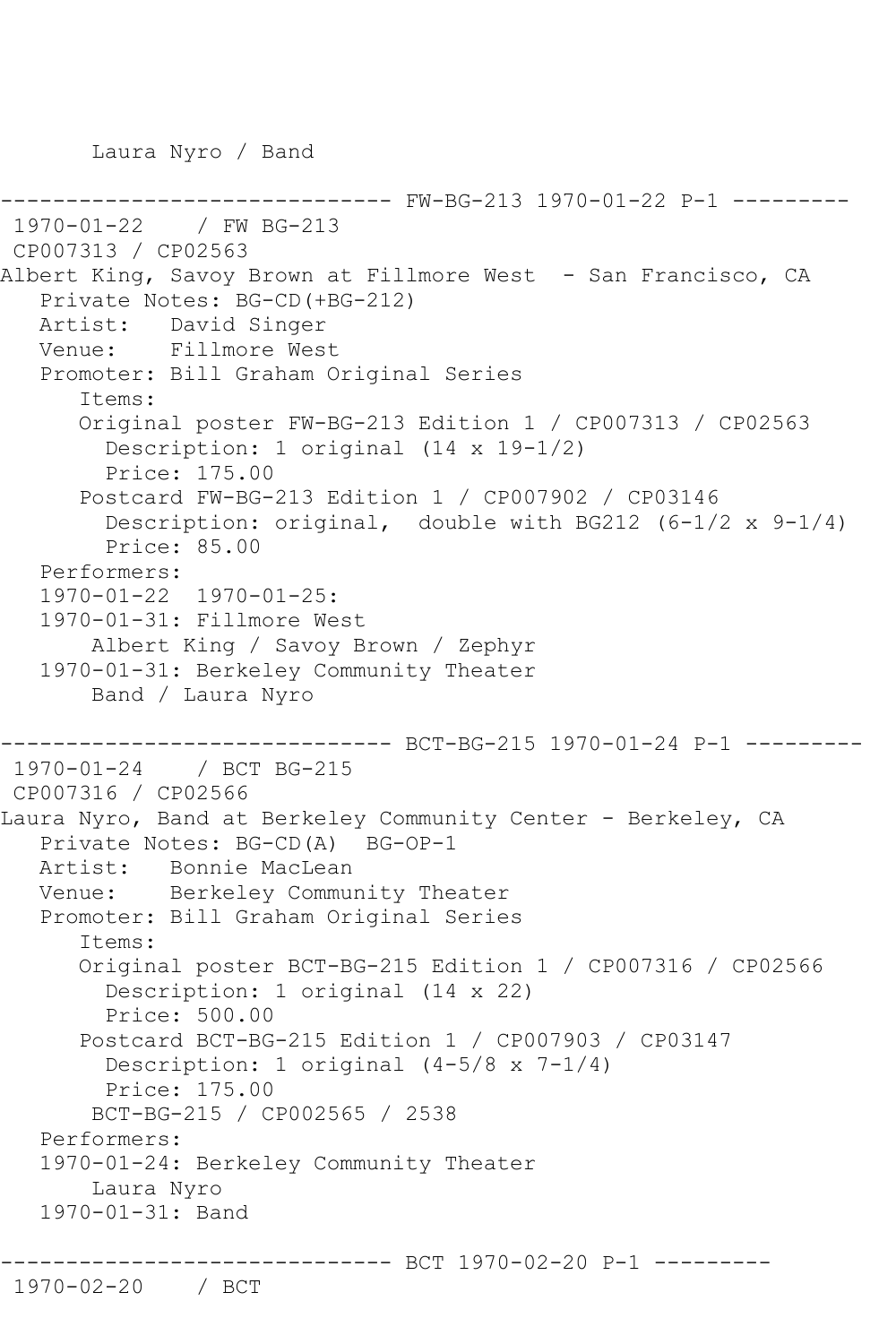```
       Laura Nyro / Band

------------------------------ FW-BG-213 1970-01-22 P-1 ---------
 1970-01-22    / FW BG-213
 CP007313 / CP02563
Albert King, Savoy Brown at Fillmore West  - San Francisco, CA
   Private Notes: BG-CD(+BG-212)
   Artist:   David Singer
   Venue:    Fillmore West
   Promoter: Bill Graham Original Series
      Items:
      Original poster FW-BG-213 Edition 1 / CP007313 / CP02563
        Description: 1 original (14 x 19-1/2)
        Price: 175.00
      Postcard FW-BG-213 Edition 1 / CP007902 / CP03146
        Description: original,  double with BG212 (6-1/2 x 9-1/4)
        Price: 85.00
   Performers:
   1970-01-22  1970-01-25:
   1970-01-31: Fillmore West
       Albert King / Savoy Brown / Zephyr
   1970-01-31: Berkeley Community Theater
       Band / Laura Nyro

------------------------------ BCT-BG-215 1970-01-24 P-1 ---------
 1970-01-24    / BCT BG-215
 CP007316 / CP02566
Laura Nyro, Band at Berkeley Community Center - Berkeley, CA
   Private Notes: BG-CD(A)  BG-OP-1
   Artist:   Bonnie MacLean
   Venue:    Berkeley Community Theater
   Promoter: Bill Graham Original Series
      Items:
      Original poster BCT-BG-215 Edition 1 / CP007316 / CP02566
        Description: 1 original (14 x 22)
        Price: 500.00
      Postcard BCT-BG-215 Edition 1 / CP007903 / CP03147
        Description: 1 original (4-5/8 x 7-1/4)
        Price: 175.00
       BCT-BG-215 / CP002565 / 2538
   Performers:
   1970-01-24: Berkeley Community Theater
       Laura Nyro
   1970-01-31: Band

------------------------------ BCT 1970-02-20 P-1 ---------
 1970-02-20    / BCT
```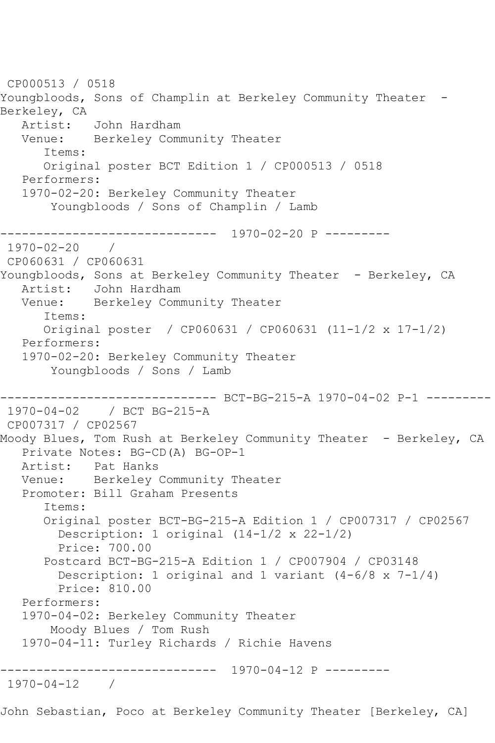```
CP000513 / 0518
Youngbloods, Sons of Champlin at Berkeley Community Theater  - 
Berkeley, CA
   Artist:   John Hardham
   Venue:    Berkeley Community Theater
      Items:
      Original poster BCT Edition 1 / CP000513 / 0518
   Performers:
   1970-02-20: Berkeley Community Theater
       Youngbloods / Sons of Champlin / Lamb

------------------------------  1970-02-20 P ---------
 1970-02-20    / 
 CP060631 / CP060631
Youngbloods, Sons at Berkeley Community Theater  - Berkeley, CA
   Artist:   John Hardham
   Venue:    Berkeley Community Theater
      Items:
      Original poster  / CP060631 / CP060631 (11-1/2 x 17-1/2)
   Performers:
   1970-02-20: Berkeley Community Theater
       Youngbloods / Sons / Lamb

------------------------------ BCT-BG-215-A 1970-04-02 P-1 ---------
 1970-04-02    / BCT BG-215-A
 CP007317 / CP02567
Moody Blues, Tom Rush at Berkeley Community Theater  - Berkeley, CA
   Private Notes: BG-CD(A) BG-OP-1
   Artist:   Pat Hanks
   Venue:    Berkeley Community Theater
   Promoter: Bill Graham Presents
      Items:
      Original poster BCT-BG-215-A Edition 1 / CP007317 / CP02567
        Description: 1 original (14-1/2 x 22-1/2)
        Price: 700.00
      Postcard BCT-BG-215-A Edition 1 / CP007904 / CP03148
        Description: 1 original and 1 variant (4-6/8 x 7-1/4)
        Price: 810.00
   Performers:
   1970-04-02: Berkeley Community Theater
       Moody Blues / Tom Rush
   1970-04-11: Turley Richards / Richie Havens

------------------------------  1970-04-12 P ---------
 1970-04-12    / 

John Sebastian, Poco at Berkeley Community Theater [Berkeley, CA]
```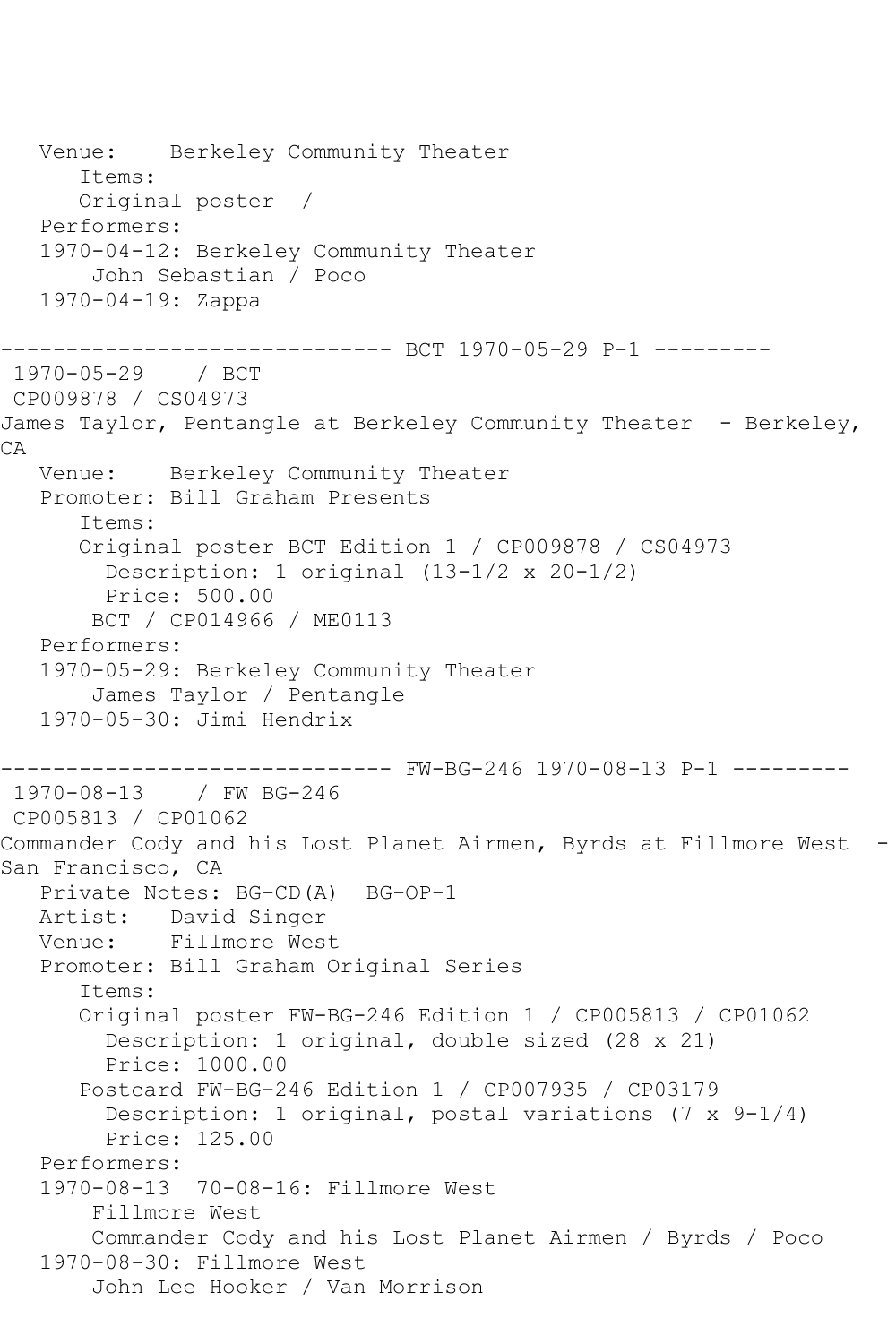```
   Venue:    Berkeley Community Theater
      Items:
      Original poster  /
   Performers:
   1970-04-12: Berkeley Community Theater
       John Sebastian / Poco
   1970-04-19: Zappa

------------------------------ BCT 1970-05-29 P-1 ---------
 1970-05-29    / BCT
 CP009878 / CS04973
James Taylor, Pentangle at Berkeley Community Theater  - Berkeley, 
CA
   Venue:    Berkeley Community Theater
   Promoter: Bill Graham Presents
      Items:
      Original poster BCT Edition 1 / CP009878 / CS04973
        Description: 1 original (13-1/2 x 20-1/2)
        Price: 500.00
       BCT / CP014966 / ME0113
   Performers:
   1970-05-29: Berkeley Community Theater
       James Taylor / Pentangle
   1970-05-30: Jimi Hendrix

------------------------------ FW-BG-246 1970-08-13 P-1 ---------
 1970-08-13    / FW BG-246
 CP005813 / CP01062
Commander Cody and his Lost Planet Airmen, Byrds at Fillmore West  - 
San Francisco, CA
   Private Notes: BG-CD(A)  BG-OP-1
   Artist:   David Singer
   Venue:    Fillmore West
   Promoter: Bill Graham Original Series
      Items:
      Original poster FW-BG-246 Edition 1 / CP005813 / CP01062
        Description: 1 original, double sized (28 x 21)
        Price: 1000.00
      Postcard FW-BG-246 Edition 1 / CP007935 / CP03179
        Description: 1 original, postal variations (7 x 9-1/4)
        Price: 125.00
   Performers:
   1970-08-13  70-08-16: Fillmore West
       Fillmore West
       Commander Cody and his Lost Planet Airmen / Byrds / Poco
   1970-08-30: Fillmore West
       John Lee Hooker / Van Morrison
```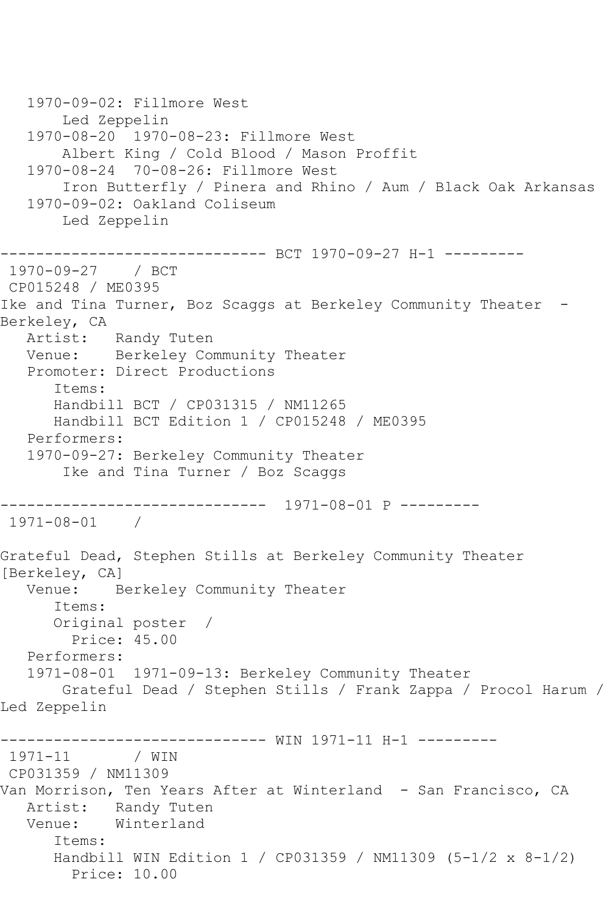```
   1970-09-02: Fillmore West
       Led Zeppelin
   1970-08-20  1970-08-23: Fillmore West
       Albert King / Cold Blood / Mason Proffit
   1970-08-24  70-08-26: Fillmore West
       Iron Butterfly / Pinera and Rhino / Aum / Black Oak Arkansas
   1970-09-02: Oakland Coliseum
       Led Zeppelin

------------------------------ BCT 1970-09-27 H-1 ---------
 1970-09-27    / BCT
 CP015248 / ME0395
Ike and Tina Turner, Boz Scaggs at Berkeley Community Theater  - 
Berkeley, CA
   Artist:   Randy Tuten
   Venue:    Berkeley Community Theater
   Promoter: Direct Productions
      Items:
      Handbill BCT / CP031315 / NM11265
      Handbill BCT Edition 1 / CP015248 / ME0395
   Performers:
   1970-09-27: Berkeley Community Theater
       Ike and Tina Turner / Boz Scaggs

------------------------------  1971-08-01 P ---------
 1971-08-01    / 

Grateful Dead, Stephen Stills at Berkeley Community Theater 
[Berkeley, CA]
   Venue:    Berkeley Community Theater
      Items:
      Original poster  / 
        Price: 45.00
   Performers:
   1971-08-01  1971-09-13: Berkeley Community Theater
       Grateful Dead / Stephen Stills / Frank Zappa / Procol Harum / 
Led Zeppelin

------------------------------ WIN 1971-11 H-1 ---------
 1971-11       / WIN
 CP031359 / NM11309
Van Morrison, Ten Years After at Winterland  - San Francisco, CA
   Artist:   Randy Tuten
   Venue:    Winterland
      Items:
      Handbill WIN Edition 1 / CP031359 / NM11309 (5-1/2 x 8-1/2)
        Price: 10.00
```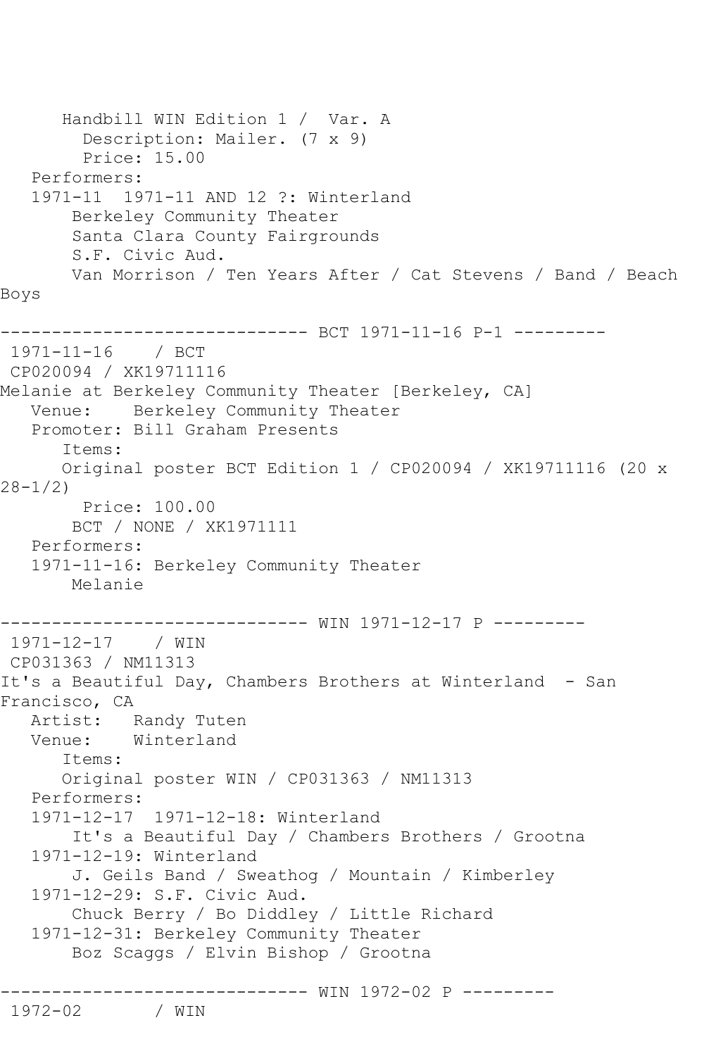```
      Handbill WIN Edition 1 /  Var. A
        Description: Mailer. (7 x 9)
        Price: 15.00
   Performers:
   1971-11  1971-11 AND 12 ?: Winterland
       Berkeley Community Theater
       Santa Clara County Fairgrounds
       S.F. Civic Aud.
       Van Morrison / Ten Years After / Cat Stevens / Band / Beach 
Boys

------------------------------ BCT 1971-11-16 P-1 ---------
 1971-11-16    / BCT
 CP020094 / XK19711116
Melanie at Berkeley Community Theater [Berkeley, CA]
   Venue:    Berkeley Community Theater
   Promoter: Bill Graham Presents
      Items:
      Original poster BCT Edition 1 / CP020094 / XK19711116 (20 x 
28-1/2)
        Price: 100.00
       BCT / NONE / XK1971111
   Performers:
   1971-11-16: Berkeley Community Theater
       Melanie

------------------------------ WIN 1971-12-17 P ---------
 1971-12-17    / WIN
 CP031363 / NM11313
It's a Beautiful Day, Chambers Brothers at Winterland  - San 
Francisco, CA
   Artist:   Randy Tuten
   Venue:    Winterland
      Items:
      Original poster WIN / CP031363 / NM11313
   Performers:
   1971-12-17  1971-12-18: Winterland
       It's a Beautiful Day / Chambers Brothers / Grootna
   1971-12-19: Winterland
       J. Geils Band / Sweathog / Mountain / Kimberley
   1971-12-29: S.F. Civic Aud.
       Chuck Berry / Bo Diddley / Little Richard
   1971-12-31: Berkeley Community Theater
       Boz Scaggs / Elvin Bishop / Grootna

------------------------------ WIN 1972-02 P ---------
 1972-02       / WIN
```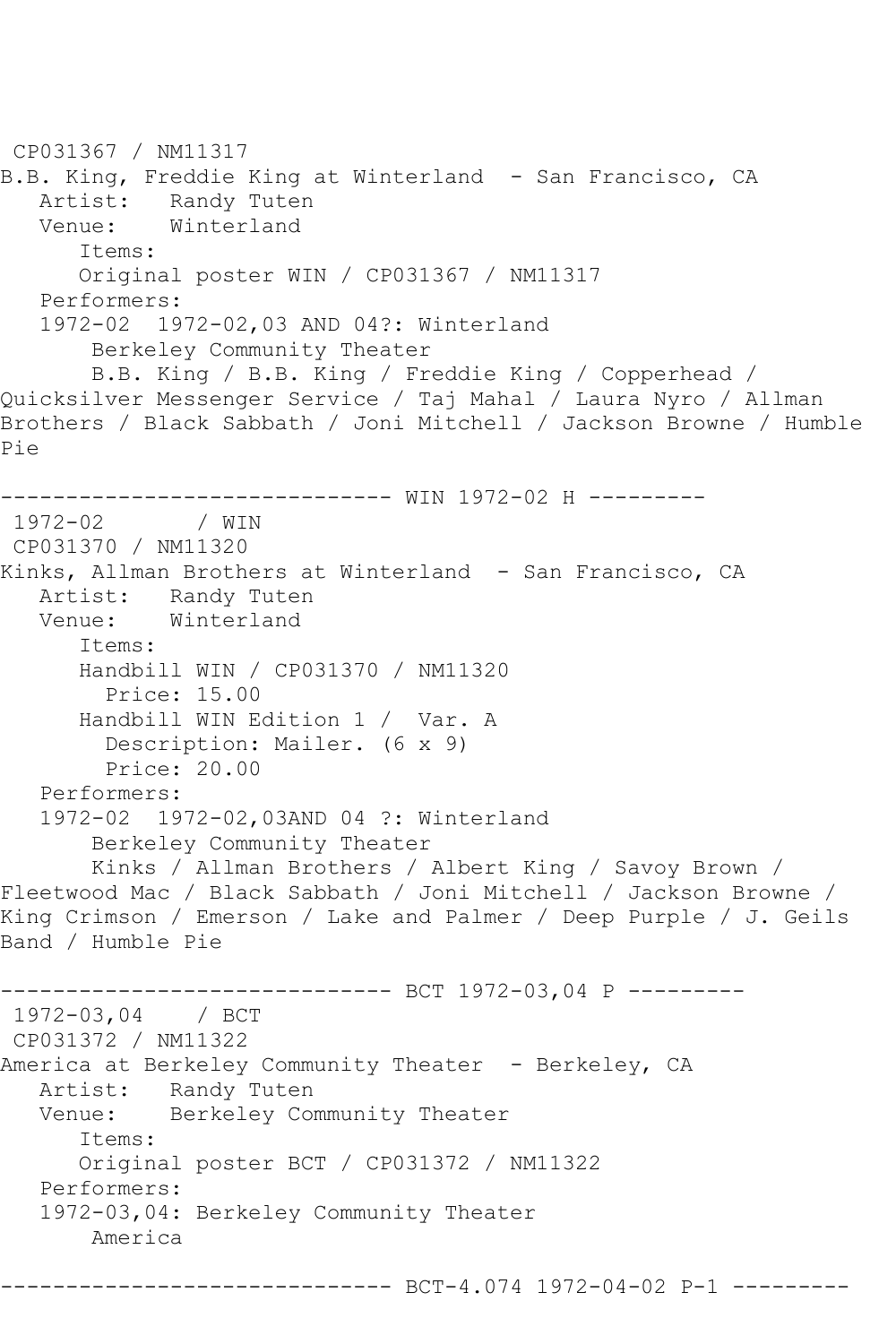CP031367 / NM11317
B.B. King, Freddie King at Winterland - San Francisco, CA
Artist: Randy Tuten
Venue: Winterland
Items:
Original poster WIN / CP031367 / NM11317
Performers:
1972-02 1972-02,03 AND 04?: Winterland
Berkeley Community Theater
B.B. King / B.B. King / Freddie King / Copperhead / Quicksilver Messenger Service / Taj Mahal / Laura Nyro / Allman Brothers / Black Sabbath / Joni Mitchell / Jackson Browne / Humble Pie

------------------------------ WIN 1972-02 H ---------
1972-02 / WIN
CP031370 / NM11320
Kinks, Allman Brothers at Winterland - San Francisco, CA
Artist: Randy Tuten
Venue: Winterland
Items:
Handbill WIN / CP031370 / NM11320
Price: 15.00
Handbill WIN Edition 1 / Var. A
Description: Mailer. (6 x 9)
Price: 20.00
Performers:
1972-02 1972-02,03AND 04 ?: Winterland
Berkeley Community Theater
Kinks / Allman Brothers / Albert King / Savoy Brown / Fleetwood Mac / Black Sabbath / Joni Mitchell / Jackson Browne / King Crimson / Emerson / Lake and Palmer / Deep Purple / J. Geils Band / Humble Pie

------------------------------ BCT 1972-03,04 P ---------
1972-03,04 / BCT
CP031372 / NM11322
America at Berkeley Community Theater - Berkeley, CA
Artist: Randy Tuten
Venue: Berkeley Community Theater
Items:
Original poster BCT / CP031372 / NM11322
Performers:
1972-03,04: Berkeley Community Theater
America

------------------------------ BCT-4.074 1972-04-02 P-1 ---------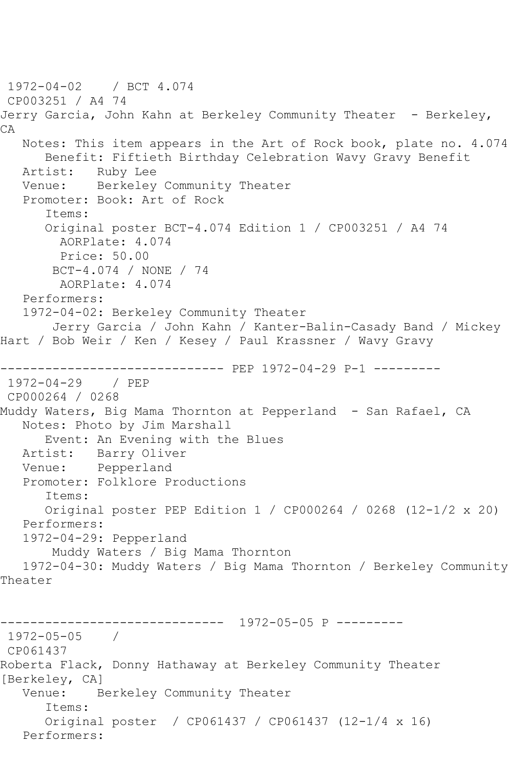1972-04-02 / BCT 4.074
CP003251 / A4 74
Jerry Garcia, John Kahn at Berkeley Community Theater - Berkeley, CA

Notes: This item appears in the Art of Rock book, plate no. 4.074
Benefit: Fiftieth Birthday Celebration Wavy Gravy Benefit
Artist: Ruby Lee
Venue: Berkeley Community Theater
Promoter: Book: Art of Rock
Items:
Original poster BCT-4.074 Edition 1 / CP003251 / A4 74
AORPlate: 4.074
Price: 50.00
BCT-4.074 / NONE / 74
AORPlate: 4.074
Performers:
1972-04-02: Berkeley Community Theater
Jerry Garcia / John Kahn / Kanter-Balin-Casady Band / Mickey Hart / Bob Weir / Ken / Kesey / Paul Krassner / Wavy Gravy

------------------------------ PEP 1972-04-29 P-1 ---------

1972-04-29 / PEP
CP000264 / 0268
Muddy Waters, Big Mama Thornton at Pepperland - San Rafael, CA

Notes: Photo by Jim Marshall
Event: An Evening with the Blues
Artist: Barry Oliver
Venue: Pepperland
Promoter: Folklore Productions
Items:
Original poster PEP Edition 1 / CP000264 / 0268 (12-1/2 x 20)
Performers:
1972-04-29: Pepperland
Muddy Waters / Big Mama Thornton
1972-04-30: Muddy Waters / Big Mama Thornton / Berkeley Community Theater

------------------------------ 1972-05-05 P ---------

1972-05-05 /
CP061437
Roberta Flack, Donny Hathaway at Berkeley Community Theater [Berkeley, CA]

Venue: Berkeley Community Theater
Items:
Original poster / CP061437 / CP061437 (12-1/4 x 16)
Performers: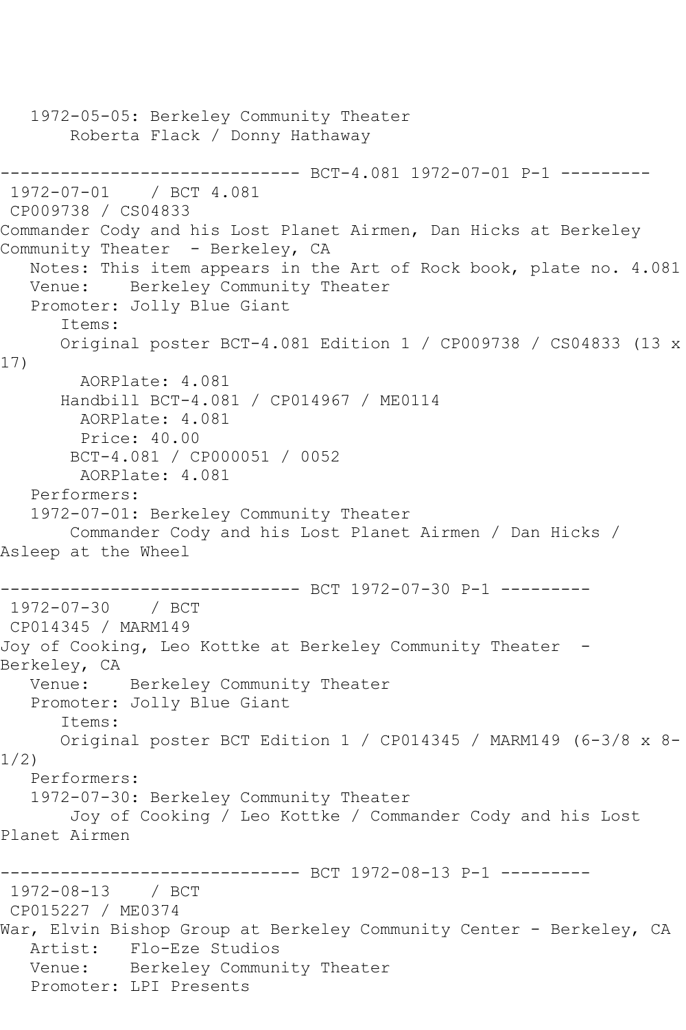1972-05-05: Berkeley Community Theater
    Roberta Flack / Donny Hathaway

------------------------------ BCT-4.081 1972-07-01 P-1 ---------

1972-07-01 / BCT 4.081

CP009738 / CS04833

Commander Cody and his Lost Planet Airmen, Dan Hicks at Berkeley Community Theater - Berkeley, CA

Notes: This item appears in the Art of Rock book, plate no. 4.081

Venue: Berkeley Community Theater

Promoter: Jolly Blue Giant

Items:

Original poster BCT-4.081 Edition 1 / CP009738 / CS04833 (13 x 17)

AORPlate: 4.081

Handbill BCT-4.081 / CP014967 / ME0114

AORPlate: 4.081

Price: 40.00

BCT-4.081 / CP000051 / 0052

AORPlate: 4.081

Performers:

1972-07-01: Berkeley Community Theater
    Commander Cody and his Lost Planet Airmen / Dan Hicks / Asleep at the Wheel

------------------------------ BCT 1972-07-30 P-1 ---------

1972-07-30 / BCT

CP014345 / MARM149

Joy of Cooking, Leo Kottke at Berkeley Community Theater - Berkeley, CA

Venue: Berkeley Community Theater

Promoter: Jolly Blue Giant

Items:

Original poster BCT Edition 1 / CP014345 / MARM149 (6-3/8 x 8-1/2)

Performers:

1972-07-30: Berkeley Community Theater
    Joy of Cooking / Leo Kottke / Commander Cody and his Lost Planet Airmen

------------------------------ BCT 1972-08-13 P-1 ---------

1972-08-13 / BCT

CP015227 / ME0374

War, Elvin Bishop Group at Berkeley Community Center - Berkeley, CA

Artist: Flo-Eze Studios

Venue: Berkeley Community Theater

Promoter: LPI Presents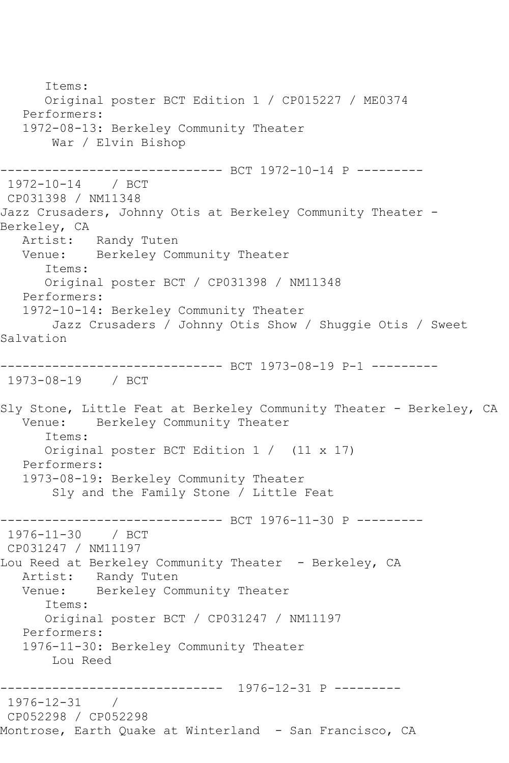```
      Items:
      Original poster BCT Edition 1 / CP015227 / ME0374
   Performers:
   1972-08-13: Berkeley Community Theater
       War / Elvin Bishop

------------------------------ BCT 1972-10-14 P ---------
 1972-10-14    / BCT
 CP031398 / NM11348
Jazz Crusaders, Johnny Otis at Berkeley Community Theater - 
Berkeley, CA
   Artist:   Randy Tuten
   Venue:    Berkeley Community Theater
      Items:
      Original poster BCT / CP031398 / NM11348
   Performers:
   1972-10-14: Berkeley Community Theater
       Jazz Crusaders / Johnny Otis Show / Shuggie Otis / Sweet 
Salvation

------------------------------ BCT 1973-08-19 P-1 ---------
 1973-08-19    / BCT

Sly Stone, Little Feat at Berkeley Community Theater - Berkeley, CA
   Venue:    Berkeley Community Theater
      Items:
      Original poster BCT Edition 1 /  (11 x 17)
   Performers:
   1973-08-19: Berkeley Community Theater
       Sly and the Family Stone / Little Feat

------------------------------ BCT 1976-11-30 P ---------
 1976-11-30    / BCT
 CP031247 / NM11197
Lou Reed at Berkeley Community Theater  - Berkeley, CA
   Artist:   Randy Tuten
   Venue:    Berkeley Community Theater
      Items:
      Original poster BCT / CP031247 / NM11197
   Performers:
   1976-11-30: Berkeley Community Theater
       Lou Reed

------------------------------  1976-12-31 P ---------
 1976-12-31    /
 CP052298 / CP052298
Montrose, Earth Quake at Winterland  - San Francisco, CA
```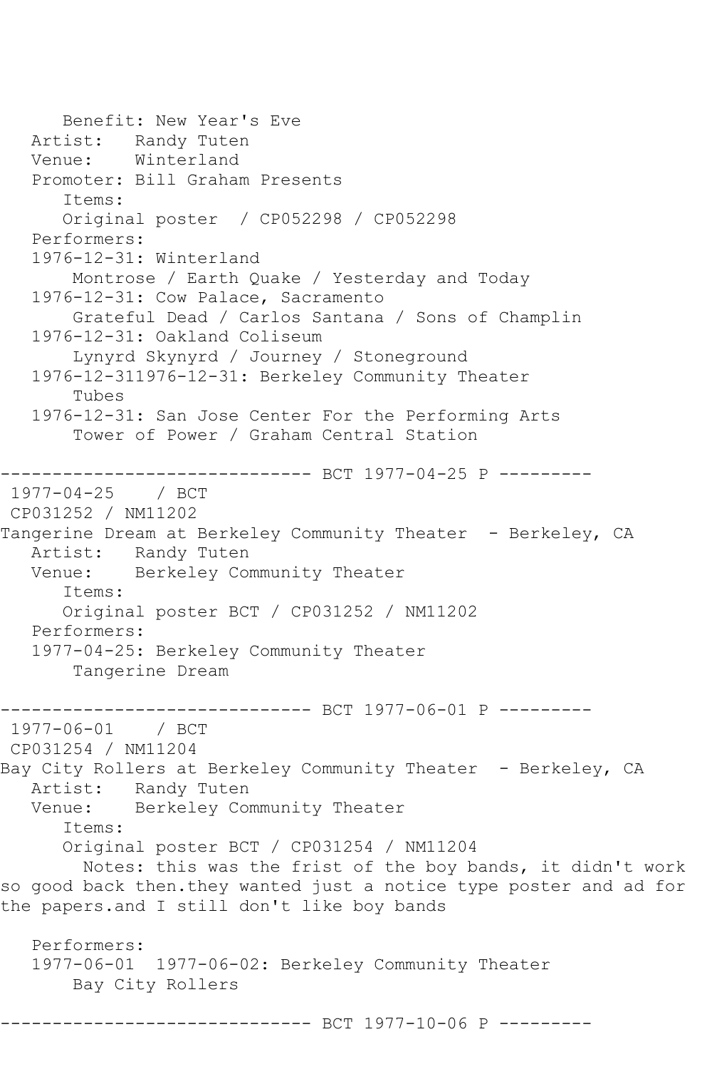```
      Benefit: New Year's Eve
   Artist:   Randy Tuten
   Venue:    Winterland
   Promoter: Bill Graham Presents
      Items:
      Original poster  / CP052298 / CP052298
   Performers:
   1976-12-31: Winterland
       Montrose / Earth Quake / Yesterday and Today
   1976-12-31: Cow Palace, Sacramento
       Grateful Dead / Carlos Santana / Sons of Champlin
   1976-12-31: Oakland Coliseum
       Lynyrd Skynyrd / Journey / Stoneground
   1976-12-311976-12-31: Berkeley Community Theater
       Tubes
   1976-12-31: San Jose Center For the Performing Arts
       Tower of Power / Graham Central Station

------------------------------ BCT 1977-04-25 P ---------
 1977-04-25    / BCT
 CP031252 / NM11202
Tangerine Dream at Berkeley Community Theater  - Berkeley, CA
   Artist:   Randy Tuten
   Venue:    Berkeley Community Theater
      Items:
      Original poster BCT / CP031252 / NM11202
   Performers:
   1977-04-25: Berkeley Community Theater
       Tangerine Dream

------------------------------ BCT 1977-06-01 P ---------
 1977-06-01    / BCT
 CP031254 / NM11204
Bay City Rollers at Berkeley Community Theater  - Berkeley, CA
   Artist:   Randy Tuten
   Venue:    Berkeley Community Theater
      Items:
      Original poster BCT / CP031254 / NM11204
        Notes: this was the frist of the boy bands, it didn't work
so good back then.they wanted just a notice type poster and ad for
the papers.and I still don't like boy bands

   Performers:
   1977-06-01  1977-06-02: Berkeley Community Theater
       Bay City Rollers

------------------------------ BCT 1977-10-06 P ---------
```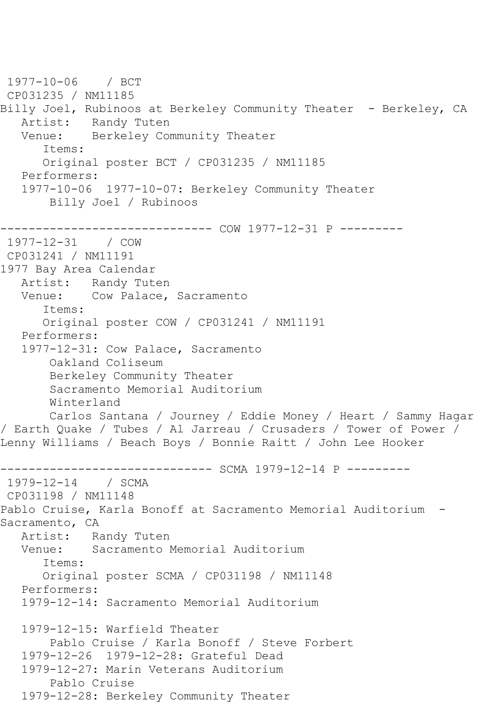1977-10-06 / BCT
CP031235 / NM11185
Billy Joel, Rubinoos at Berkeley Community Theater - Berkeley, CA
Artist: Randy Tuten
Venue: Berkeley Community Theater
Items:
Original poster BCT / CP031235 / NM11185
Performers:
1977-10-06 1977-10-07: Berkeley Community Theater
Billy Joel / Rubinoos

------------------------------ COW 1977-12-31 P ---------
1977-12-31 / COW
CP031241 / NM11191
1977 Bay Area Calendar
Artist: Randy Tuten
Venue: Cow Palace, Sacramento
Items:
Original poster COW / CP031241 / NM11191
Performers:
1977-12-31: Cow Palace, Sacramento
Oakland Coliseum
Berkeley Community Theater
Sacramento Memorial Auditorium
Winterland
Carlos Santana / Journey / Eddie Money / Heart / Sammy Hagar / Earth Quake / Tubes / Al Jarreau / Crusaders / Tower of Power / Lenny Williams / Beach Boys / Bonnie Raitt / John Lee Hooker

------------------------------ SCMA 1979-12-14 P ---------
1979-12-14 / SCMA
CP031198 / NM11148
Pablo Cruise, Karla Bonoff at Sacramento Memorial Auditorium - Sacramento, CA
Artist: Randy Tuten
Venue: Sacramento Memorial Auditorium
Items:
Original poster SCMA / CP031198 / NM11148
Performers:
1979-12-14: Sacramento Memorial Auditorium

1979-12-15: Warfield Theater
Pablo Cruise / Karla Bonoff / Steve Forbert
1979-12-26 1979-12-28: Grateful Dead
1979-12-27: Marin Veterans Auditorium
Pablo Cruise
1979-12-28: Berkeley Community Theater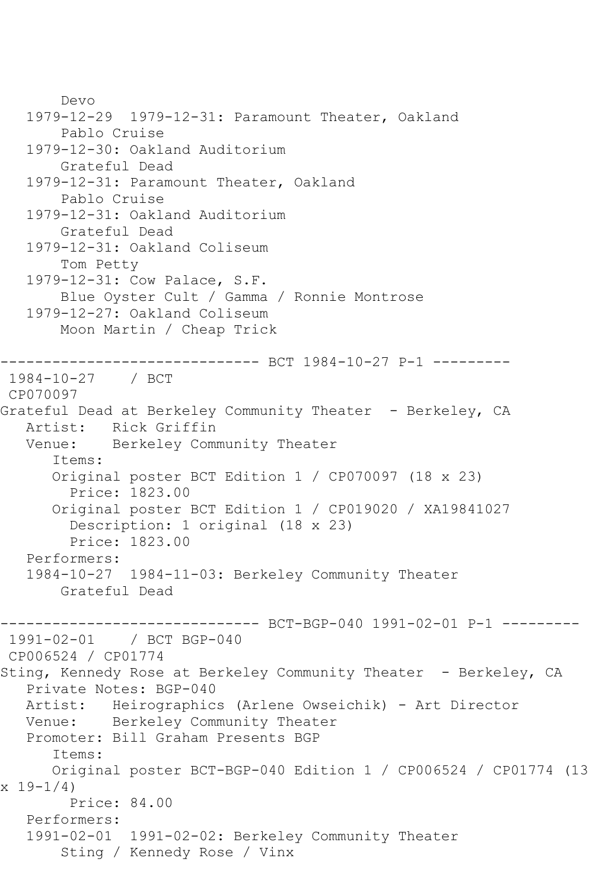```
       Devo
   1979-12-29  1979-12-31: Paramount Theater, Oakland
       Pablo Cruise
   1979-12-30: Oakland Auditorium
       Grateful Dead
   1979-12-31: Paramount Theater, Oakland
       Pablo Cruise
   1979-12-31: Oakland Auditorium
       Grateful Dead
   1979-12-31: Oakland Coliseum
       Tom Petty
   1979-12-31: Cow Palace, S.F.
       Blue Oyster Cult / Gamma / Ronnie Montrose
   1979-12-27: Oakland Coliseum
       Moon Martin / Cheap Trick

------------------------------ BCT 1984-10-27 P-1 ---------
 1984-10-27    / BCT
 CP070097
Grateful Dead at Berkeley Community Theater  - Berkeley, CA
   Artist:   Rick Griffin
   Venue:    Berkeley Community Theater
      Items:
      Original poster BCT Edition 1 / CP070097 (18 x 23)
        Price: 1823.00
      Original poster BCT Edition 1 / CP019020 / XA19841027
        Description: 1 original (18 x 23)
        Price: 1823.00
   Performers:
   1984-10-27  1984-11-03: Berkeley Community Theater
       Grateful Dead

------------------------------ BCT-BGP-040 1991-02-01 P-1 ---------
 1991-02-01    / BCT BGP-040
 CP006524 / CP01774
Sting, Kennedy Rose at Berkeley Community Theater  - Berkeley, CA
   Private Notes: BGP-040
   Artist:   Heirographics (Arlene Owseichik) - Art Director
   Venue:    Berkeley Community Theater
   Promoter: Bill Graham Presents BGP
      Items:
      Original poster BCT-BGP-040 Edition 1 / CP006524 / CP01774 (13
x 19-1/4)
        Price: 84.00
   Performers:
   1991-02-01  1991-02-02: Berkeley Community Theater
       Sting / Kennedy Rose / Vinx
```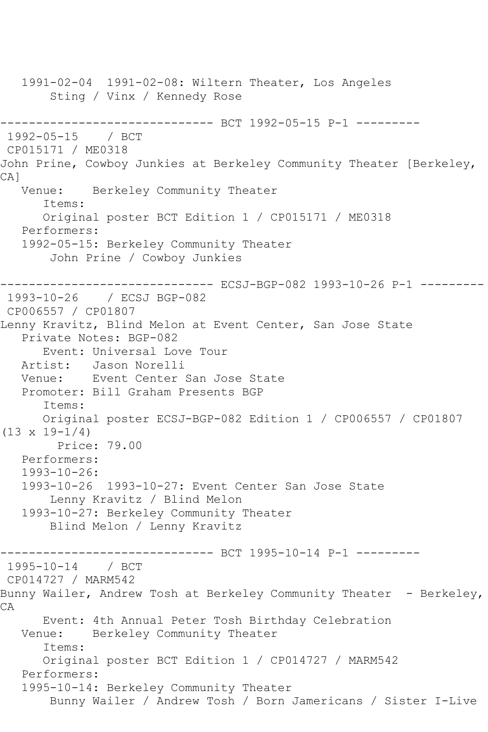1991-02-04  1991-02-08: Wiltern Theater, Los Angeles
Sting / Vinx / Kennedy Rose

------------------------------ BCT 1992-05-15 P-1 ---------

1992-05-15    / BCT
CP015171 / ME0318
John Prine, Cowboy Junkies at Berkeley Community Theater [Berkeley, CA]
Venue:    Berkeley Community Theater
Items:
Original poster BCT Edition 1 / CP015171 / ME0318
Performers:
1992-05-15: Berkeley Community Theater
John Prine / Cowboy Junkies

------------------------------ ECSJ-BGP-082 1993-10-26 P-1 ---------

1993-10-26    / ECSJ BGP-082
CP006557 / CP01807
Lenny Kravitz, Blind Melon at Event Center, San Jose State
Private Notes: BGP-082
Event: Universal Love Tour
Artist:   Jason Norelli
Venue:    Event Center San Jose State
Promoter: Bill Graham Presents BGP
Items:
Original poster ECSJ-BGP-082 Edition 1 / CP006557 / CP01807 (13 x 19-1/4)
Price: 79.00
Performers:
1993-10-26:
1993-10-26  1993-10-27: Event Center San Jose State
Lenny Kravitz / Blind Melon
1993-10-27: Berkeley Community Theater
Blind Melon / Lenny Kravitz

------------------------------ BCT 1995-10-14 P-1 ---------

1995-10-14    / BCT
CP014727 / MARM542
Bunny Wailer, Andrew Tosh at Berkeley Community Theater  - Berkeley, CA
Event: 4th Annual Peter Tosh Birthday Celebration
Venue:    Berkeley Community Theater
Items:
Original poster BCT Edition 1 / CP014727 / MARM542
Performers:
1995-10-14: Berkeley Community Theater
Bunny Wailer / Andrew Tosh / Born Jamericans / Sister I-Live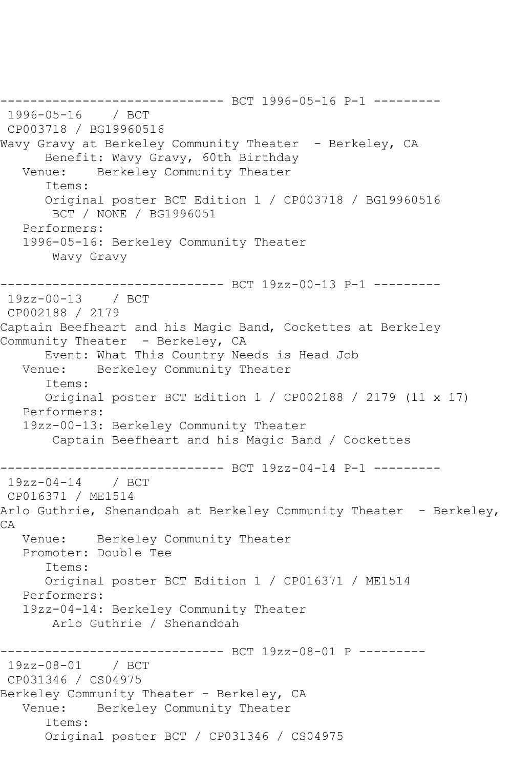------------------------------ BCT 1996-05-16 P-1 ---------
1996-05-16 / BCT
CP003718 / BG19960516
Wavy Gravy at Berkeley Community Theater - Berkeley, CA
Benefit: Wavy Gravy, 60th Birthday
Venue: Berkeley Community Theater
Items:
Original poster BCT Edition 1 / CP003718 / BG19960516
BCT / NONE / BG1996051
Performers:
1996-05-16: Berkeley Community Theater
Wavy Gravy

------------------------------ BCT 19zz-00-13 P-1 ---------
19zz-00-13 / BCT
CP002188 / 2179
Captain Beefheart and his Magic Band, Cockettes at Berkeley Community Theater - Berkeley, CA
Event: What This Country Needs is Head Job
Venue: Berkeley Community Theater
Items:
Original poster BCT Edition 1 / CP002188 / 2179 (11 x 17)
Performers:
19zz-00-13: Berkeley Community Theater
Captain Beefheart and his Magic Band / Cockettes

------------------------------ BCT 19zz-04-14 P-1 ---------
19zz-04-14 / BCT
CP016371 / ME1514
Arlo Guthrie, Shenandoah at Berkeley Community Theater - Berkeley, CA
Venue: Berkeley Community Theater
Promoter: Double Tee
Items:
Original poster BCT Edition 1 / CP016371 / ME1514
Performers:
19zz-04-14: Berkeley Community Theater
Arlo Guthrie / Shenandoah

------------------------------ BCT 19zz-08-01 P ---------
19zz-08-01 / BCT
CP031346 / CS04975
Berkeley Community Theater - Berkeley, CA
Venue: Berkeley Community Theater
Items:
Original poster BCT / CP031346 / CS04975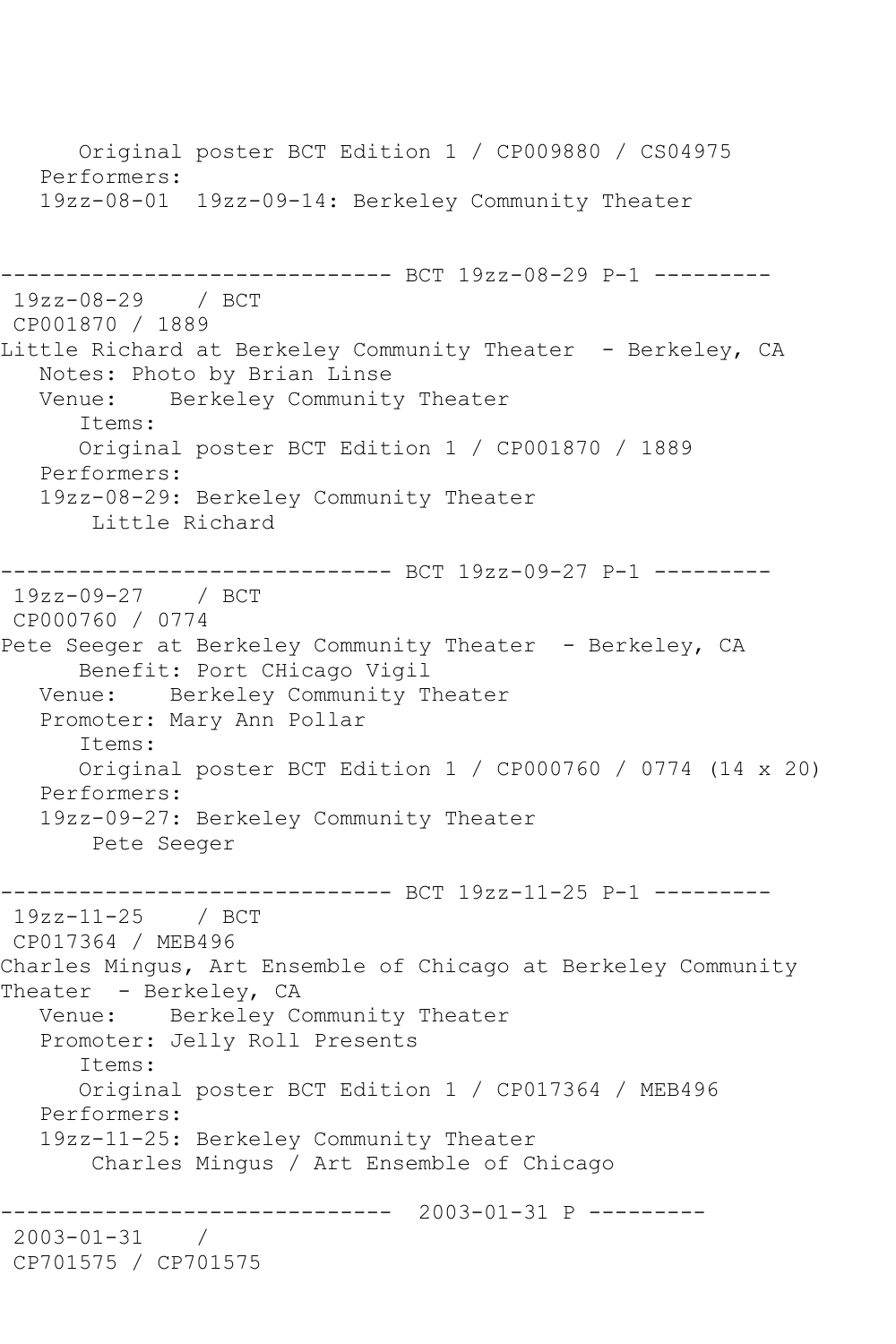Original poster BCT Edition 1 / CP009880 / CS04975
   Performers:
   19zz-08-01  19zz-09-14: Berkeley Community Theater

------------------------------ BCT 19zz-08-29 P-1 ---------
 19zz-08-29    / BCT
 CP001870 / 1889
Little Richard at Berkeley Community Theater  - Berkeley, CA
   Notes: Photo by Brian Linse
   Venue:    Berkeley Community Theater
      Items:
      Original poster BCT Edition 1 / CP001870 / 1889
   Performers:
   19zz-08-29: Berkeley Community Theater
       Little Richard

------------------------------ BCT 19zz-09-27 P-1 ---------
 19zz-09-27    / BCT
 CP000760 / 0774
Pete Seeger at Berkeley Community Theater  - Berkeley, CA
      Benefit: Port CHicago Vigil
   Venue:    Berkeley Community Theater
   Promoter: Mary Ann Pollar
      Items:
      Original poster BCT Edition 1 / CP000760 / 0774 (14 x 20)
   Performers:
   19zz-09-27: Berkeley Community Theater
       Pete Seeger

------------------------------ BCT 19zz-11-25 P-1 ---------
 19zz-11-25    / BCT
 CP017364 / MEB496
Charles Mingus, Art Ensemble of Chicago at Berkeley Community Theater  - Berkeley, CA
   Venue:    Berkeley Community Theater
   Promoter: Jelly Roll Presents
      Items:
      Original poster BCT Edition 1 / CP017364 / MEB496
   Performers:
   19zz-11-25: Berkeley Community Theater
       Charles Mingus / Art Ensemble of Chicago

------------------------------  2003-01-31 P ---------
 2003-01-31    /
 CP701575 / CP701575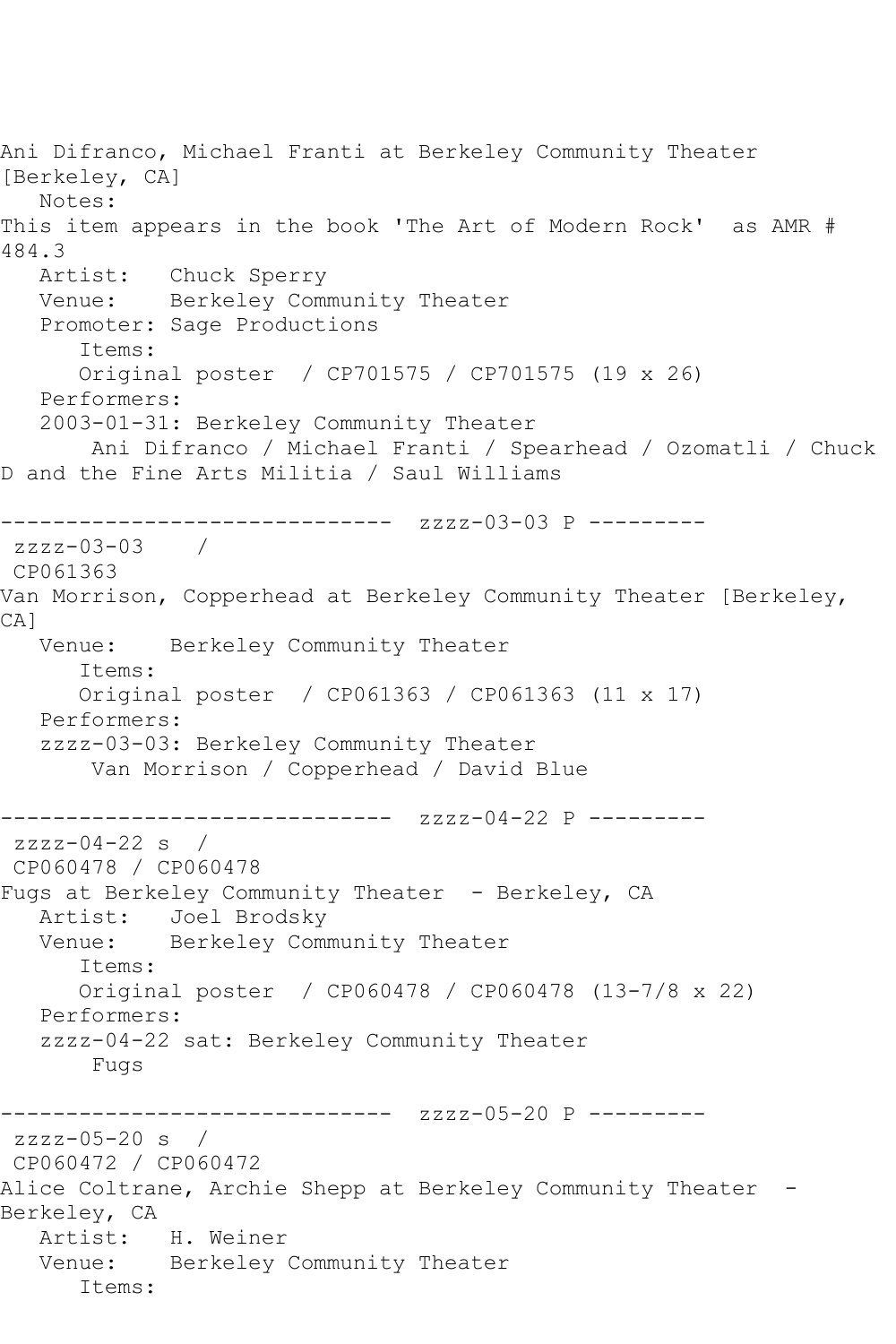Ani Difranco, Michael Franti at Berkeley Community Theater [Berkeley, CA]

Notes:
This item appears in the book 'The Art of Modern Rock' as AMR # 484.3

Artist: Chuck Sperry
Venue: Berkeley Community Theater
Promoter: Sage Productions

Items:
Original poster / CP701575 / CP701575 (19 x 26)

Performers:
2003-01-31: Berkeley Community Theater
Ani Difranco / Michael Franti / Spearhead / Ozomatli / Chuck D and the Fine Arts Militia / Saul Williams

------------------------------ zzzz-03-03 P ---------

zzzz-03-03 /
CP061363
Van Morrison, Copperhead at Berkeley Community Theater [Berkeley, CA]

Venue: Berkeley Community Theater

Items:
Original poster / CP061363 / CP061363 (11 x 17)

Performers:
zzzz-03-03: Berkeley Community Theater
Van Morrison / Copperhead / David Blue

------------------------------ zzzz-04-22 P ---------

zzzz-04-22 s /
CP060478 / CP060478
Fugs at Berkeley Community Theater - Berkeley, CA

Artist: Joel Brodsky
Venue: Berkeley Community Theater

Items:
Original poster / CP060478 / CP060478 (13-7/8 x 22)

Performers:
zzzz-04-22 sat: Berkeley Community Theater
Fugs

------------------------------ zzzz-05-20 P ---------

zzzz-05-20 s /
CP060472 / CP060472
Alice Coltrane, Archie Shepp at Berkeley Community Theater - Berkeley, CA

Artist: H. Weiner
Venue: Berkeley Community Theater

Items: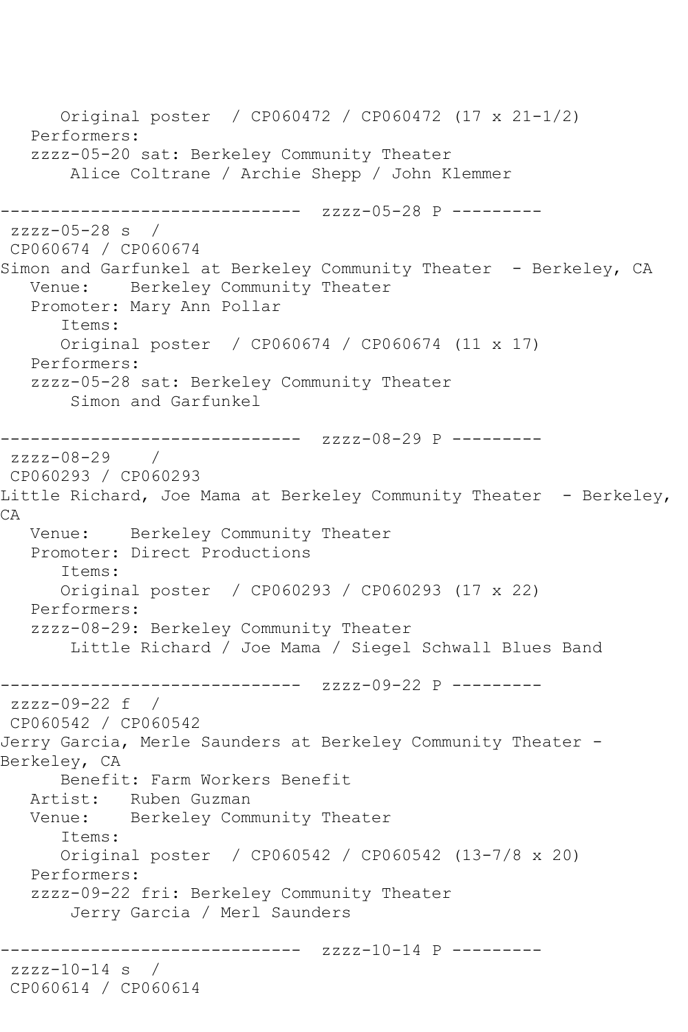```
      Original poster  / CP060472 / CP060472 (17 x 21-1/2)
   Performers:
   zzzz-05-20 sat: Berkeley Community Theater
       Alice Coltrane / Archie Shepp / John Klemmer

------------------------------  zzzz-05-28 P ---------
 zzzz-05-28 s  / 
 CP060674 / CP060674
Simon and Garfunkel at Berkeley Community Theater  - Berkeley, CA
   Venue:    Berkeley Community Theater
   Promoter: Mary Ann Pollar
      Items:
      Original poster  / CP060674 / CP060674 (11 x 17)
   Performers:
   zzzz-05-28 sat: Berkeley Community Theater
       Simon and Garfunkel

------------------------------  zzzz-08-29 P ---------
 zzzz-08-29    / 
 CP060293 / CP060293
Little Richard, Joe Mama at Berkeley Community Theater  - Berkeley, 
CA
   Venue:    Berkeley Community Theater
   Promoter: Direct Productions
      Items:
      Original poster  / CP060293 / CP060293 (17 x 22)
   Performers:
   zzzz-08-29: Berkeley Community Theater
       Little Richard / Joe Mama / Siegel Schwall Blues Band

------------------------------  zzzz-09-22 P ---------
 zzzz-09-22 f  / 
 CP060542 / CP060542
Jerry Garcia, Merle Saunders at Berkeley Community Theater - 
Berkeley, CA
      Benefit: Farm Workers Benefit
   Artist:   Ruben Guzman
   Venue:    Berkeley Community Theater
      Items:
      Original poster  / CP060542 / CP060542 (13-7/8 x 20)
   Performers:
   zzzz-09-22 fri: Berkeley Community Theater
       Jerry Garcia / Merl Saunders

------------------------------  zzzz-10-14 P ---------
 zzzz-10-14 s  / 
 CP060614 / CP060614
```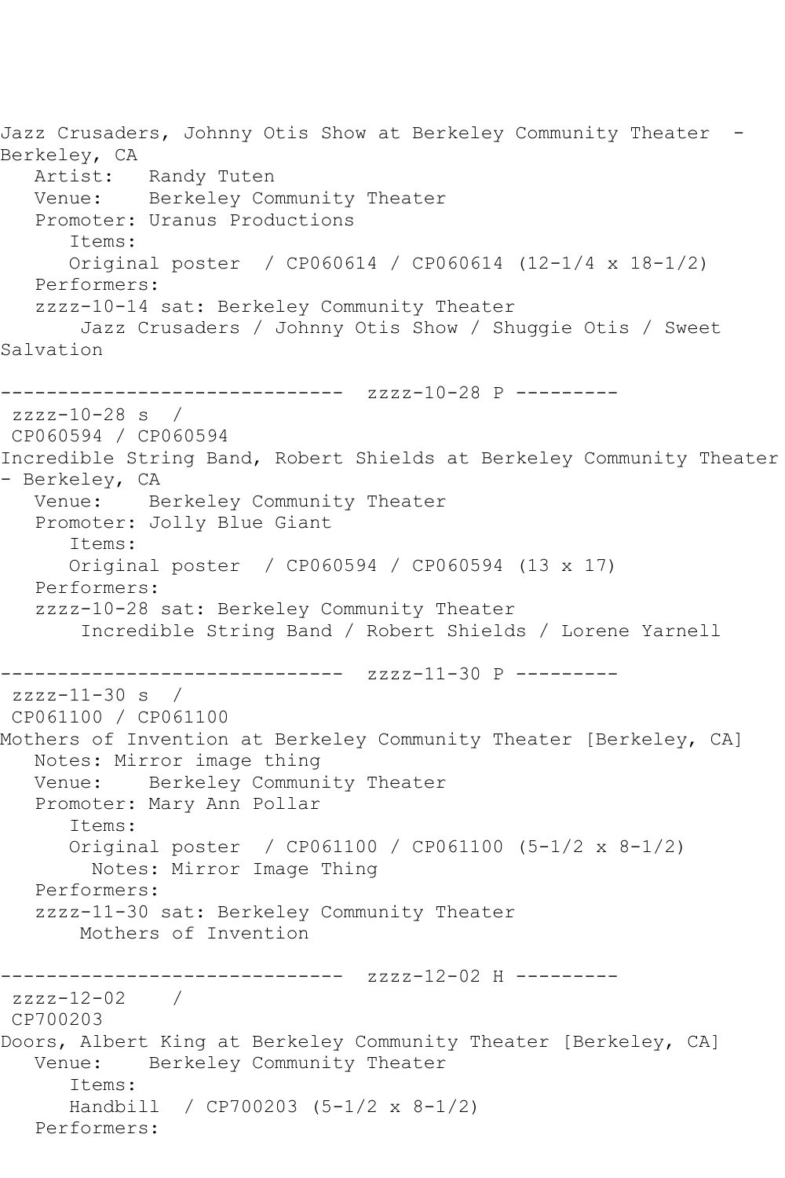Jazz Crusaders, Johnny Otis Show at Berkeley Community Theater - Berkeley, CA

Artist: Randy Tuten
Venue: Berkeley Community Theater
Promoter: Uranus Productions
Items:
Original poster / CP060614 / CP060614 (12-1/4 x 18-1/2)
Performers:
zzzz-10-14 sat: Berkeley Community Theater
Jazz Crusaders / Johnny Otis Show / Shuggie Otis / Sweet Salvation

------------------------------ zzzz-10-28 P ---------

zzzz-10-28 s /
CP060594 / CP060594

Incredible String Band, Robert Shields at Berkeley Community Theater - Berkeley, CA

Venue: Berkeley Community Theater
Promoter: Jolly Blue Giant
Items:
Original poster / CP060594 / CP060594 (13 x 17)
Performers:
zzzz-10-28 sat: Berkeley Community Theater
Incredible String Band / Robert Shields / Lorene Yarnell

------------------------------ zzzz-11-30 P ---------

zzzz-11-30 s /
CP061100 / CP061100

Mothers of Invention at Berkeley Community Theater [Berkeley, CA]

Notes: Mirror image thing
Venue: Berkeley Community Theater
Promoter: Mary Ann Pollar
Items:
Original poster / CP061100 / CP061100 (5-1/2 x 8-1/2)
Notes: Mirror Image Thing
Performers:
zzzz-11-30 sat: Berkeley Community Theater
Mothers of Invention

------------------------------ zzzz-12-02 H ---------

zzzz-12-02 /
CP700203

Doors, Albert King at Berkeley Community Theater [Berkeley, CA]

Venue: Berkeley Community Theater
Items:
Handbill / CP700203 (5-1/2 x 8-1/2)
Performers: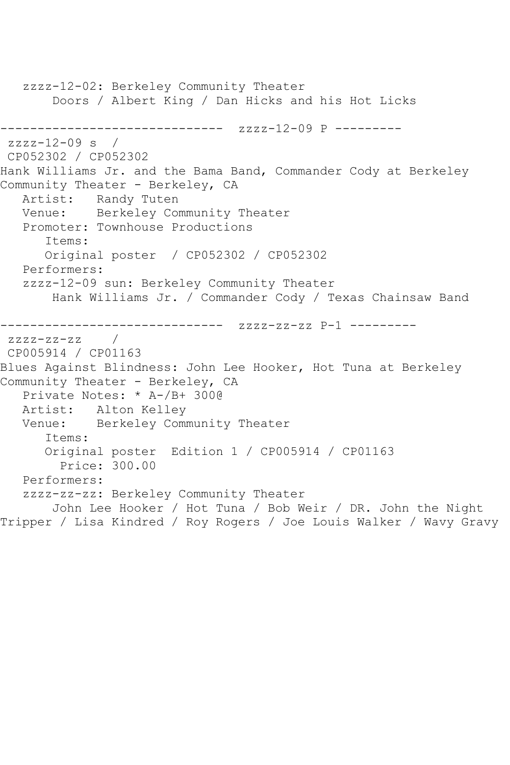zzzz-12-02: Berkeley Community Theater
Doors / Albert King / Dan Hicks and his Hot Licks

------------------------------ zzzz-12-09 P ---------

zzzz-12-09 s /
CP052302 / CP052302
Hank Williams Jr. and the Bama Band, Commander Cody at Berkeley Community Theater - Berkeley, CA
Artist: Randy Tuten
Venue: Berkeley Community Theater
Promoter: Townhouse Productions
Items:
Original poster / CP052302 / CP052302
Performers:
zzzz-12-09 sun: Berkeley Community Theater
Hank Williams Jr. / Commander Cody / Texas Chainsaw Band

------------------------------ zzzz-zz-zz P-1 ---------

zzzz-zz-zz /
CP005914 / CP01163
Blues Against Blindness: John Lee Hooker, Hot Tuna at Berkeley Community Theater - Berkeley, CA
Private Notes: * A-/B+ 300@
Artist: Alton Kelley
Venue: Berkeley Community Theater
Items:
Original poster Edition 1 / CP005914 / CP01163
Price: 300.00
Performers:
zzzz-zz-zz: Berkeley Community Theater
John Lee Hooker / Hot Tuna / Bob Weir / DR. John the Night Tripper / Lisa Kindred / Roy Rogers / Joe Louis Walker / Wavy Gravy